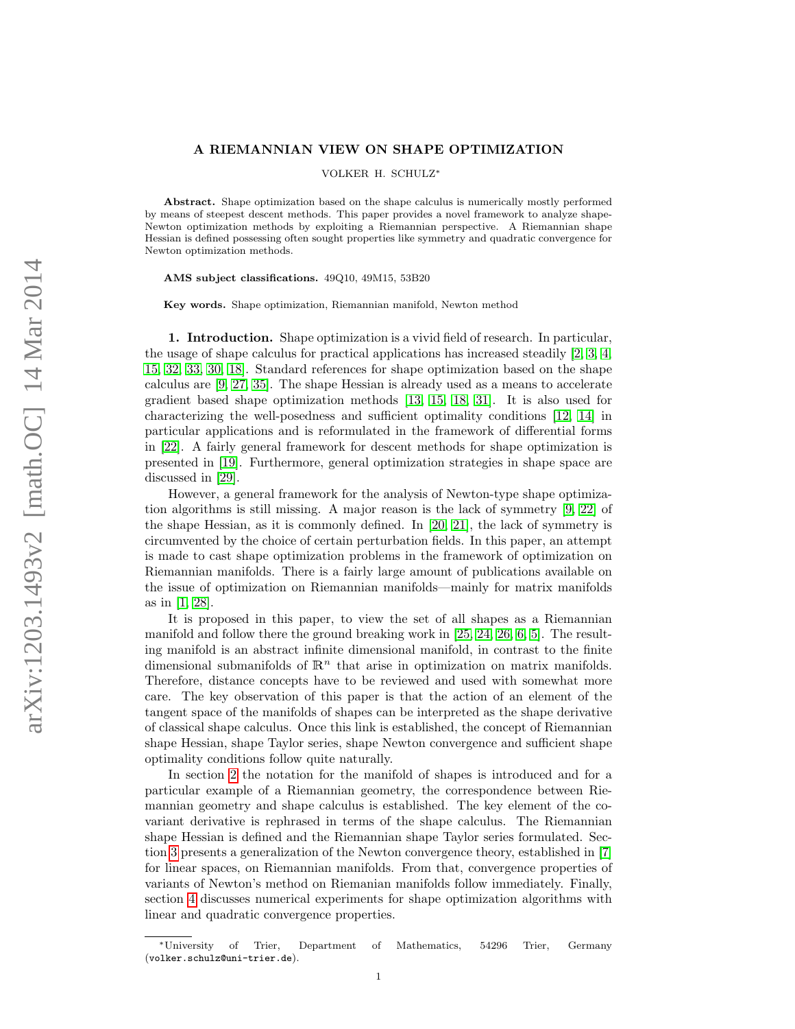# A RIEMANNIAN VIEW ON SHAPE OPTIMIZATION

VOLKER H. SCHULZ*

**Abstract.** Shape optimization based on the shape calculus is numerically mostly performed by means of steepest descent methods. This paper provides a novel framework to analyze shape-Newton optimization methods by exploiting a Riemannian perspective. A Riemannian shape Hessian is defined possessing often sought properties like symmetry and quadratic convergence for Newton optimization methods.

**AMS subject classifications.** 49Q10, 49M15, 53B20

**Key words.** Shape optimization, Riemannian manifold, Newton method

## 1. Introduction.

Shape optimization is a vivid field of research. In particular, the usage of shape calculus for practical applications has increased steadily [2, 3, 4, 15, 32, 33, 30, 18]. Standard references for shape optimization based on the shape calculus are [9, 27, 35]. The shape Hessian is already used as a means to accelerate gradient based shape optimization methods [13, 15, 18, 31]. It is also used for characterizing the well-posedness and sufficient optimality conditions [12, 14] in particular applications and is reformulated in the framework of differential forms in [22]. A fairly general framework for descent methods for shape optimization is presented in [19]. Furthermore, general optimization strategies in shape space are discussed in [29].

However, a general framework for the analysis of Newton-type shape optimization algorithms is still missing. A major reason is the lack of symmetry [9, 22] of the shape Hessian, as it is commonly defined. In [20, 21], the lack of symmetry is circumvented by the choice of certain perturbation fields. In this paper, an attempt is made to cast shape optimization problems in the framework of optimization on Riemannian manifolds. There is a fairly large amount of publications available on the issue of optimization on Riemannian manifolds—mainly for matrix manifolds as in [1, 28].

It is proposed in this paper, to view the set of all shapes as a Riemannian manifold and follow there the ground breaking work in [25, 24, 26, 6, 5]. The resulting manifold is an abstract infinite dimensional manifold, in contrast to the finite dimensional submanifolds of $\mathbb{R}^n$ that arise in optimization on matrix manifolds. Therefore, distance concepts have to be reviewed and used with somewhat more care. The key observation of this paper is that the action of an element of the tangent space of the manifolds of shapes can be interpreted as the shape derivative of classical shape calculus. Once this link is established, the concept of Riemannian shape Hessian, shape Taylor series, shape Newton convergence and sufficient shape optimality conditions follow quite naturally.

In section 2 the notation for the manifold of shapes is introduced and for a particular example of a Riemannian geometry, the correspondence between Riemannian geometry and shape calculus is established. The key element of the covariant derivative is rephrased in terms of the shape calculus. The Riemannian shape Hessian is defined and the Riemannian shape Taylor series formulated. Section 3 presents a generalization of the Newton convergence theory, established in [7] for linear spaces, on Riemannian manifolds. From that, convergence properties of variants of Newton's method on Riemanian manifolds follow immediately. Finally, section 4 discusses numerical experiments for shape optimization algorithms with linear and quadratic convergence properties.

---

*University of Trier, Department of Mathematics, 54296 Trier, Germany (volker.schulz@uni-trier.de).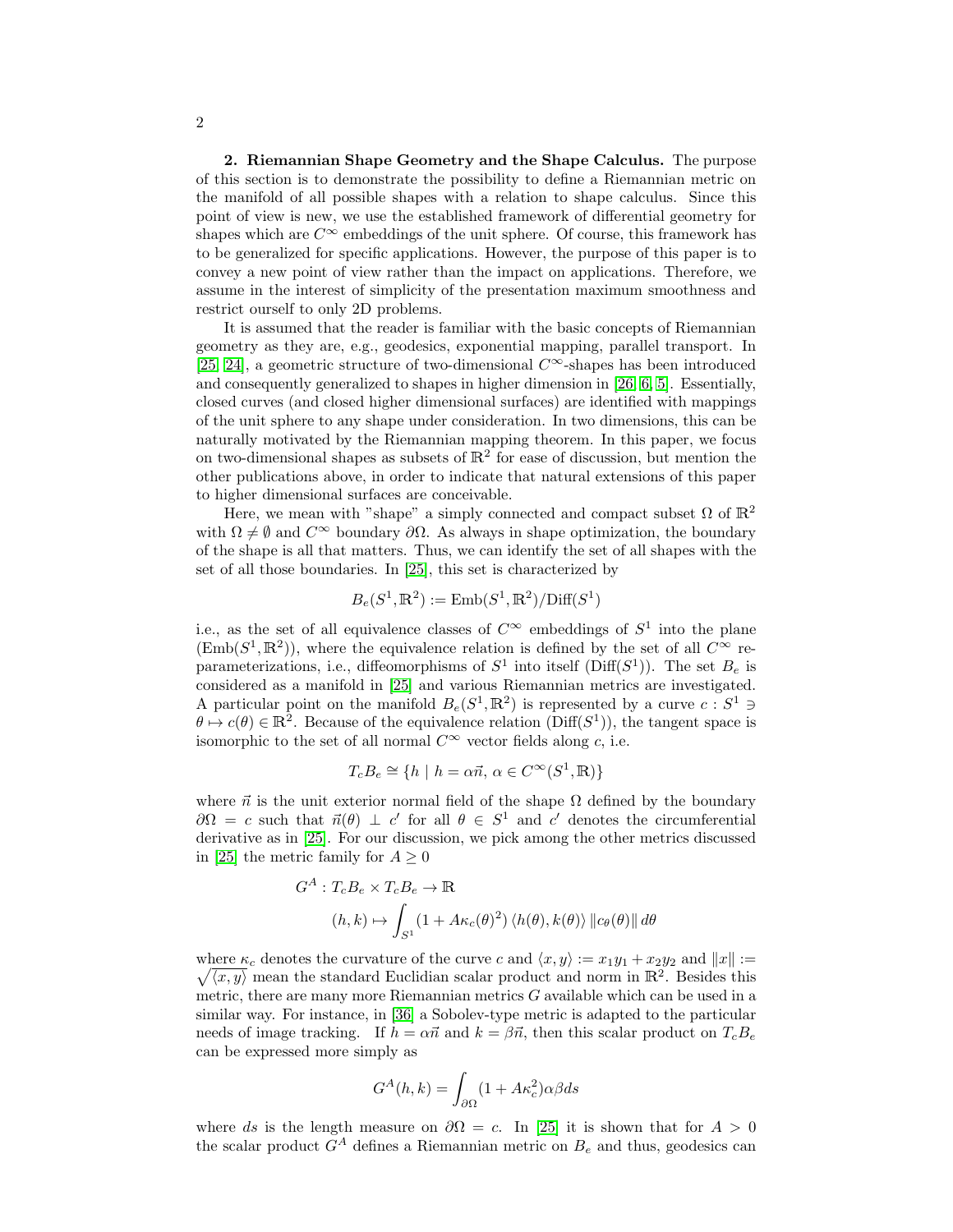**2. Riemannian Shape Geometry and the Shape Calculus.** The purpose of this section is to demonstrate the possibility to define a Riemannian metric on the manifold of all possible shapes with a relation to shape calculus. Since this point of view is new, we use the established framework of differential geometry for shapes which are $C^\infty$ embeddings of the unit sphere. Of course, this framework has to be generalized for specific applications. However, the purpose of this paper is to convey a new point of view rather than the impact on applications. Therefore, we assume in the interest of simplicity of the presentation maximum smoothness and restrict ourself to only 2D problems.

It is assumed that the reader is familiar with the basic concepts of Riemannian geometry as they are, e.g., geodesics, exponential mapping, parallel transport. In [25, 24], a geometric structure of two-dimensional $C^\infty$-shapes has been introduced and consequently generalized to shapes in higher dimension in [26, 6, 5]. Essentially, closed curves (and closed higher dimensional surfaces) are identified with mappings of the unit sphere to any shape under consideration. In two dimensions, this can be naturally motivated by the Riemannian mapping theorem. In this paper, we focus on two-dimensional shapes as subsets of $\mathbb{R}^2$ for ease of discussion, but mention the other publications above, in order to indicate that natural extensions of this paper to higher dimensional surfaces are conceivable.

Here, we mean with "shape" a simply connected and compact subset $\Omega$ of $\mathbb{R}^2$ with $\Omega \neq \emptyset$ and $C^\infty$ boundary $\partial\Omega$. As always in shape optimization, the boundary of the shape is all that matters. Thus, we can identify the set of all shapes with the set of all those boundaries. In [25], this set is characterized by

$$B_e(S^1, \mathbb{R}^2) := \text{Emb}(S^1, \mathbb{R}^2)/\text{Diff}(S^1)$$

i.e., as the set of all equivalence classes of $C^\infty$ embeddings of $S^1$ into the plane ($\text{Emb}(S^1, \mathbb{R}^2)$), where the equivalence relation is defined by the set of all $C^\infty$ re-parameterizations, i.e., diffeomorphisms of $S^1$ into itself ($\text{Diff}(S^1)$). The set $B_e$ is considered as a manifold in [25] and various Riemannian metrics are investigated. A particular point on the manifold $B_e(S^1, \mathbb{R}^2)$ is represented by a curve $c : S^1 \ni \theta \mapsto c(\theta) \in \mathbb{R}^2$. Because of the equivalence relation ($\text{Diff}(S^1)$), the tangent space is isomorphic to the set of all normal $C^\infty$ vector fields along $c$, i.e.

$$T_c B_e \cong \{h \mid h = \alpha \vec{n},\ \alpha \in C^\infty(S^1, \mathbb{R})\}$$

where $\vec{n}$ is the unit exterior normal field of the shape $\Omega$ defined by the boundary $\partial\Omega = c$ such that $\vec{n}(\theta) \perp c'$ for all $\theta \in S^1$ and $c'$ denotes the circumferential derivative as in [25]. For our discussion, we pick among the other metrics discussed in [25] the metric family for $A \geq 0$

$$\begin{aligned} G^A : T_c B_e \times T_c B_e &\to \mathbb{R} \\ (h, k) &\mapsto \int_{S^1} (1 + A\kappa_c(\theta)^2) \langle h(\theta), k(\theta) \rangle \|c_\theta(\theta)\| \, d\theta \end{aligned}$$

where $\kappa_c$ denotes the curvature of the curve $c$ and $\langle x, y \rangle := x_1 y_1 + x_2 y_2$ and $\|x\| := \sqrt{\langle x, y \rangle}$ mean the standard Euclidian scalar product and norm in $\mathbb{R}^2$. Besides this metric, there are many more Riemannian metrics $G$ available which can be used in a similar way. For instance, in [36] a Sobolev-type metric is adapted to the particular needs of image tracking. If $h = \alpha \vec{n}$ and $k = \beta \vec{n}$, then this scalar product on $T_c B_e$ can be expressed more simply as

$$G^A(h, k) = \int_{\partial\Omega} (1 + A\kappa_c^2) \alpha \beta ds$$

where $ds$ is the length measure on $\partial\Omega = c$. In [25] it is shown that for $A > 0$ the scalar product $G^A$ defines a Riemannian metric on $B_e$ and thus, geodesics can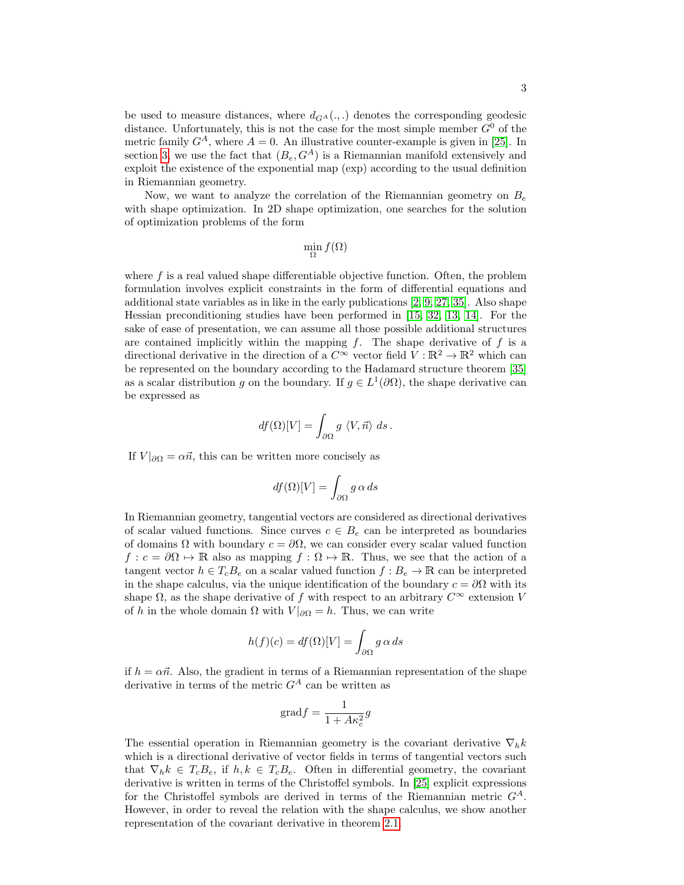be used to measure distances, where $d_{G^A}(.,.)$ denotes the corresponding geodesic distance. Unfortunately, this is not the case for the most simple member $G^0$ of the metric family $G^A$, where $A = 0$. An illustrative counter-example is given in [25]. In section 3, we use the fact that $(B_e, G^A)$ is a Riemannian manifold extensively and exploit the existence of the exponential map (exp) according to the usual definition in Riemannian geometry.

Now, we want to analyze the correlation of the Riemannian geometry on $B_e$ with shape optimization. In 2D shape optimization, one searches for the solution of optimization problems of the form

$$\min_{\Omega} f(\Omega)$$

where $f$ is a real valued shape differentiable objective function. Often, the problem formulation involves explicit constraints in the form of differential equations and additional state variables as in like in the early publications [2, 9, 27, 35]. Also shape Hessian preconditioning studies have been performed in [15, 32, 13, 14]. For the sake of ease of presentation, we can assume all those possible additional structures are contained implicitly within the mapping $f$. The shape derivative of $f$ is a directional derivative in the direction of a $C^\infty$ vector field $V : \mathbb{R}^2 \to \mathbb{R}^2$ which can be represented on the boundary according to the Hadamard structure theorem [35] as a scalar distribution $g$ on the boundary. If $g \in L^1(\partial\Omega)$, the shape derivative can be expressed as

$$df(\Omega)[V] = \int_{\partial\Omega} g \, \langle V, \vec{n} \rangle \, ds \, .$$

If $V|_{\partial\Omega} = \alpha\vec{n}$, this can be written more concisely as

$$df(\Omega)[V] = \int_{\partial\Omega} g \, \alpha \, ds$$

In Riemannian geometry, tangential vectors are considered as directional derivatives of scalar valued functions. Since curves $c \in B_e$ can be interpreted as boundaries of domains $\Omega$ with boundary $c = \partial\Omega$, we can consider every scalar valued function $f : c = \partial\Omega \mapsto \mathbb{R}$ also as mapping $f : \Omega \mapsto \mathbb{R}$. Thus, we see that the action of a tangent vector $h \in T_c B_e$ on a scalar valued function $f : B_e \to \mathbb{R}$ can be interpreted in the shape calculus, via the unique identification of the boundary $c = \partial\Omega$ with its shape $\Omega$, as the shape derivative of $f$ with respect to an arbitrary $C^\infty$ extension $V$ of $h$ in the whole domain $\Omega$ with $V|_{\partial\Omega} = h$. Thus, we can write

$$h(f)(c) = df(\Omega)[V] = \int_{\partial\Omega} g \, \alpha \, ds$$

if $h = \alpha\vec{n}$. Also, the gradient in terms of a Riemannian representation of the shape derivative in terms of the metric $G^A$ can be written as

$$\text{grad} f = \frac{1}{1 + A\kappa_c^2} g$$

The essential operation in Riemannian geometry is the covariant derivative $\nabla_h k$ which is a directional derivative of vector fields in terms of tangential vectors such that $\nabla_h k \in T_c B_e$, if $h, k \in T_c B_e$. Often in differential geometry, the covariant derivative is written in terms of the Christoffel symbols. In [25] explicit expressions for the Christoffel symbols are derived in terms of the Riemannian metric $G^A$. However, in order to reveal the relation with the shape calculus, we show another representation of the covariant derivative in theorem 2.1.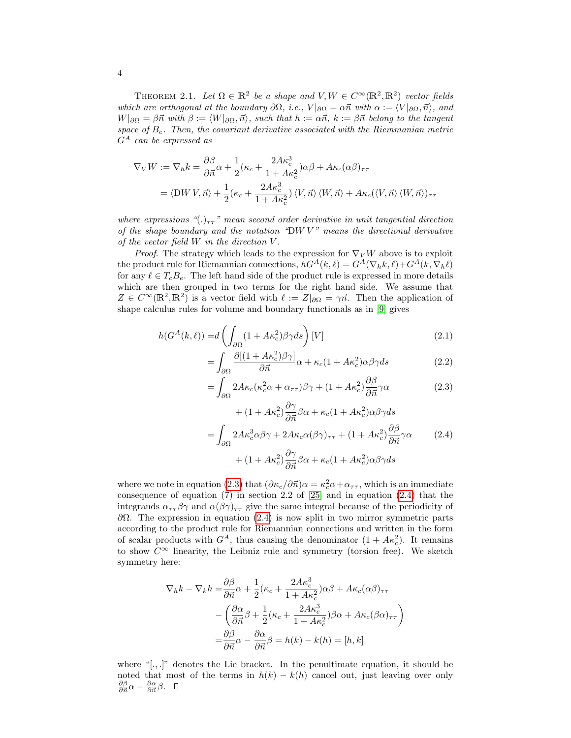THEOREM 2.1. *Let $\Omega \in \mathbb{R}^2$ be a shape and $V, W \in C^\infty(\mathbb{R}^2, \mathbb{R}^2)$ vector fields which are orthogonal at the boundary $\partial\Omega$, i.e., $V|_{\partial\Omega} = \alpha\vec{n}$ with $\alpha := \langle V|_{\partial\Omega}, \vec{n}\rangle$, and $W|_{\partial\Omega} = \beta\vec{n}$ with $\beta := \langle W|_{\partial\Omega}, \vec{n}\rangle$, such that $h := \alpha\vec{n}$, $k := \beta\vec{n}$ belong to the tangent space of $B_e$. Then, the covariant derivative associated with the Riemannian metric $G^A$ can be expressed as*

$$
\begin{aligned}
\nabla_V W := \nabla_h k &= \frac{\partial \beta}{\partial \vec{n}}\alpha + \frac{1}{2}(\kappa_c + \frac{2A\kappa_c^3}{1 + A\kappa_c^2})\alpha\beta + A\kappa_c(\alpha\beta)_{\tau\tau} \\
&= \langle \mathrm{D}W\, V, \vec{n}\rangle + \frac{1}{2}(\kappa_c + \frac{2A\kappa_c^3}{1 + A\kappa_c^2})\langle V, \vec{n}\rangle \langle W, \vec{n}\rangle + A\kappa_c(\langle V, \vec{n}\rangle \langle W, \vec{n}\rangle)_{\tau\tau}
\end{aligned}
$$

*where expressions "$(.)_{\tau\tau}$" mean second order derivative in unit tangential direction of the shape boundary and the notation "$\mathrm{D}W\, V$" means the directional derivative of the vector field $W$ in the direction $V$.*

*Proof.* The strategy which leads to the expression for $\nabla_V W$ above is to exploit the product rule for Riemannian connections, $hG^A(k, \ell) = G^A(\nabla_h k, \ell) + G^A(k, \nabla_h \ell)$ for any $\ell \in T_c B_e$. The left hand side of the product rule is expressed in more details which are then grouped in two terms for the right hand side. We assume that $Z \in C^\infty(\mathbb{R}^2, \mathbb{R}^2)$ is a vector field with $\ell := Z|_{\partial\Omega} = \gamma\vec{n}$. Then the application of shape calculus rules for volume and boundary functionals as in [9] gives

$$
\begin{aligned}
h(G^A(k, \ell)) &= d\left(\int_{\partial\Omega} (1 + A\kappa_c^2)\beta\gamma ds\right)[V] && (2.1)\\
&= \int_{\partial\Omega} \frac{\partial[(1 + A\kappa_c^2)\beta\gamma]}{\partial\vec{n}}\alpha + \kappa_c(1 + A\kappa_c^2)\alpha\beta\gamma ds && (2.2)\\
&= \int_{\partial\Omega} 2A\kappa_c(\kappa_c^2\alpha + \alpha_{\tau\tau})\beta\gamma + (1 + A\kappa_c^2)\frac{\partial\beta}{\partial\vec{n}}\gamma\alpha && (2.3)\\
&\qquad + (1 + A\kappa_c^2)\frac{\partial\gamma}{\partial\vec{n}}\beta\alpha + \kappa_c(1 + A\kappa_c^2)\alpha\beta\gamma ds \\
&= \int_{\partial\Omega} 2A\kappa_c^3\alpha\beta\gamma + 2A\kappa_c\alpha(\beta\gamma)_{\tau\tau} + (1 + A\kappa_c^2)\frac{\partial\beta}{\partial\vec{n}}\gamma\alpha && (2.4)\\
&\qquad + (1 + A\kappa_c^2)\frac{\partial\gamma}{\partial\vec{n}}\beta\alpha + \kappa_c(1 + A\kappa_c^2)\alpha\beta\gamma ds
\end{aligned}
$$

where we note in equation (2.3) that $(\partial\kappa_c/\partial\vec{n})\alpha = \kappa_c^2\alpha + \alpha_{\tau\tau}$, which is an immediate consequence of equation (7) in section 2.2 of [25] and in equation (2.4) that the integrands $\alpha_{\tau\tau}\beta\gamma$ and $\alpha(\beta\gamma)_{\tau\tau}$ give the same integral because of the periodicity of $\partial\Omega$. The expression in equation (2.4) is now split in two mirror symmetric parts according to the product rule for Riemannian connections and written in the form of scalar products with $G^A$, thus causing the denominator $(1 + A\kappa_c^2)$. It remains to show $C^\infty$ linearity, the Leibniz rule and symmetry (torsion free). We sketch symmetry here:

$$
\begin{aligned}
\nabla_h k - \nabla_k h &= \frac{\partial\beta}{\partial\vec{n}}\alpha + \frac{1}{2}(\kappa_c + \frac{2A\kappa_c^3}{1 + A\kappa_c^2})\alpha\beta + A\kappa_c(\alpha\beta)_{\tau\tau} \\
&\quad - \left(\frac{\partial\alpha}{\partial\vec{n}}\beta + \frac{1}{2}(\kappa_c + \frac{2A\kappa_c^3}{1 + A\kappa_c^2})\beta\alpha + A\kappa_c(\beta\alpha)_{\tau\tau}\right) \\
&= \frac{\partial\beta}{\partial\vec{n}}\alpha - \frac{\partial\alpha}{\partial\vec{n}}\beta = h(k) - k(h) = [h, k]
\end{aligned}
$$

where "$[.,.]$" denotes the Lie bracket. In the penultimate equation, it should be noted that most of the terms in $h(k) - k(h)$ cancel out, just leaving over only $\frac{\partial\beta}{\partial\vec{n}}\alpha - \frac{\partial\alpha}{\partial\vec{n}}\beta$. ∎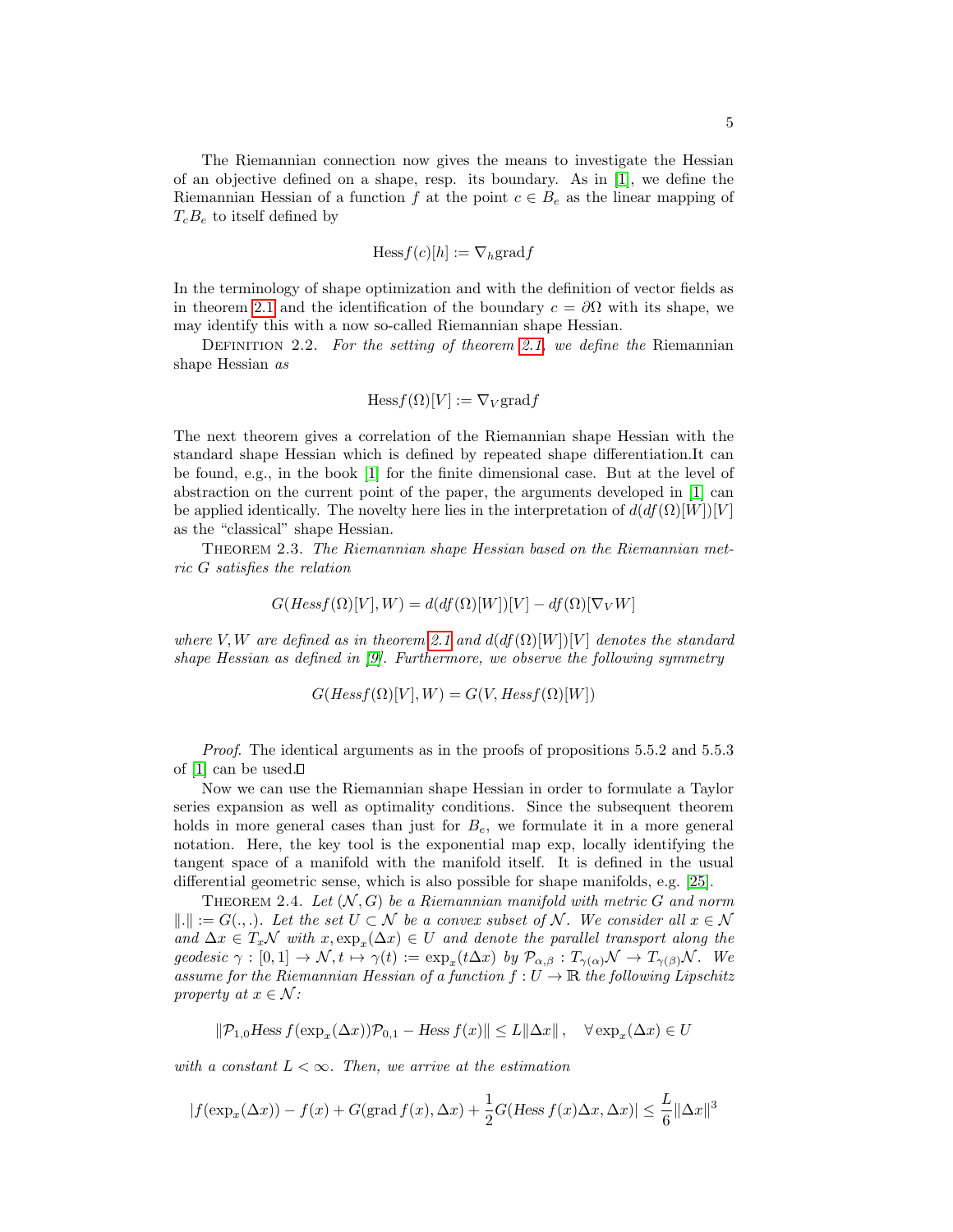The Riemannian connection now gives the means to investigate the Hessian of an objective defined on a shape, resp. its boundary. As in [1], we define the Riemannian Hessian of a function $f$ at the point $c \in B_e$ as the linear mapping of $T_c B_e$ to itself defined by

$$\text{Hess} f(c)[h] := \nabla_h \text{grad} f$$

In the terminology of shape optimization and with the definition of vector fields as in theorem 2.1 and the identification of the boundary $c = \partial\Omega$ with its shape, we may identify this with a now so-called Riemannian shape Hessian.

Definition 2.2. *For the setting of theorem 2.1, we define the* Riemannian shape Hessian *as*

$$\text{Hess} f(\Omega)[V] := \nabla_V \text{grad} f$$

The next theorem gives a correlation of the Riemannian shape Hessian with the standard shape Hessian which is defined by repeated shape differentiation.It can be found, e.g., in the book [1] for the finite dimensional case. But at the level of abstraction on the current point of the paper, the arguments developed in [1] can be applied identically. The novelty here lies in the interpretation of $d(df(\Omega)[W])[V]$ as the "classical" shape Hessian.

Theorem 2.3. *The Riemannian shape Hessian based on the Riemannian metric $G$ satisfies the relation*

$$G(\text{Hess} f(\Omega)[V], W) = d(df(\Omega)[W])[V] - df(\Omega)[\nabla_V W]$$

*where $V, W$ are defined as in theorem 2.1 and $d(df(\Omega)[W])[V]$ denotes the standard shape Hessian as defined in [9]. Furthermore, we observe the following symmetry*

$$G(\text{Hess} f(\Omega)[V], W) = G(V, \text{Hess} f(\Omega)[W])$$

*Proof.* The identical arguments as in the proofs of propositions 5.5.2 and 5.5.3 of [1] can be used.□

Now we can use the Riemannian shape Hessian in order to formulate a Taylor series expansion as well as optimality conditions. Since the subsequent theorem holds in more general cases than just for $B_e$, we formulate it in a more general notation. Here, the key tool is the exponential map exp, locally identifying the tangent space of a manifold with the manifold itself. It is defined in the usual differential geometric sense, which is also possible for shape manifolds, e.g. [25].

Theorem 2.4. *Let $(\mathcal{N}, G)$ be a Riemannian manifold with metric $G$ and norm $\|.\| := G(.,.)$. Let the set $U \subset \mathcal{N}$ be a convex subset of $\mathcal{N}$. We consider all $x \in \mathcal{N}$ and $\Delta x \in T_x\mathcal{N}$ with $x, \exp_x(\Delta x) \in U$ and denote the parallel transport along the geodesic $\gamma : [0,1] \to \mathcal{N}, t \mapsto \gamma(t) := \exp_x(t\Delta x)$ by $\mathcal{P}_{\alpha,\beta} : T_{\gamma(\alpha)}\mathcal{N} \to T_{\gamma(\beta)}\mathcal{N}$. We assume for the Riemannian Hessian of a function $f : U \to \mathbb{R}$ the following Lipschitz property at $x \in \mathcal{N}$:*

$$\|\mathcal{P}_{1,0} \text{Hess}\, f(\exp_x(\Delta x))\mathcal{P}_{0,1} - \text{Hess}\, f(x)\| \leq L\|\Delta x\|, \quad \forall \exp_x(\Delta x) \in U$$

*with a constant $L < \infty$. Then, we arrive at the estimation*

$$|f(\exp_x(\Delta x)) - f(x) + G(\text{grad}\, f(x), \Delta x) + \frac{1}{2}G(\text{Hess}\, f(x)\Delta x, \Delta x)| \leq \frac{L}{6}\|\Delta x\|^3$$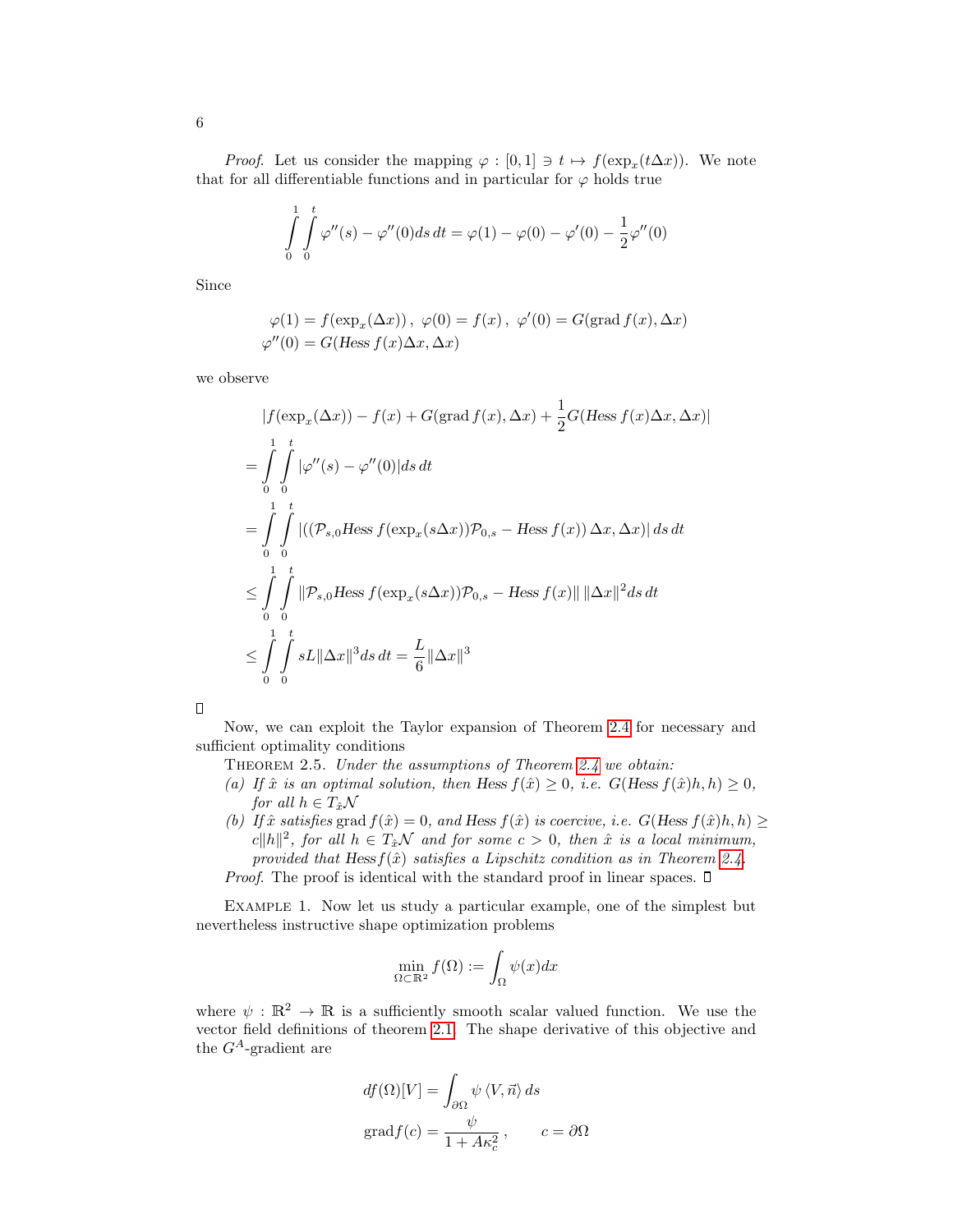*Proof.* Let us consider the mapping $\varphi : [0,1] \ni t \mapsto f(\exp_x(t\Delta x))$. We note that for all differentiable functions and in particular for $\varphi$ holds true

$$\int_0^1 \int_0^t \varphi''(s) - \varphi''(0) ds\, dt = \varphi(1) - \varphi(0) - \varphi'(0) - \frac{1}{2}\varphi''(0)$$

Since

$$\varphi(1) = f(\exp_x(\Delta x))\,,\ \varphi(0) = f(x)\,,\ \varphi'(0) = G(\operatorname{grad} f(x), \Delta x)$$
$$\varphi''(0) = G(\mathit{Hess}\, f(x)\Delta x, \Delta x)$$

we observe

$$\begin{aligned}
&|f(\exp_x(\Delta x)) - f(x) + G(\operatorname{grad} f(x), \Delta x) + \frac{1}{2} G(\mathit{Hess}\, f(x)\Delta x, \Delta x)| \\
&= \int_0^1 \int_0^t |\varphi''(s) - \varphi''(0)| ds\, dt \\
&= \int_0^1 \int_0^t |((\mathcal{P}_{s,0} \mathit{Hess}\, f(\exp_x(s\Delta x))\mathcal{P}_{0,s} - \mathit{Hess}\, f(x))\, \Delta x, \Delta x)|\, ds\, dt \\
&\leq \int_0^1 \int_0^t \|\mathcal{P}_{s,0} \mathit{Hess}\, f(\exp_x(s\Delta x))\mathcal{P}_{0,s} - \mathit{Hess}\, f(x)\|\, \|\Delta x\|^2 ds\, dt \\
&\leq \int_0^1 \int_0^t sL\|\Delta x\|^3 ds\, dt = \frac{L}{6}\|\Delta x\|^3
\end{aligned}$$

□

Now, we can exploit the Taylor expansion of Theorem 2.4 for necessary and sufficient optimality conditions

THEOREM 2.5. *Under the assumptions of Theorem 2.4 we obtain:*

*(a) If $\hat{x}$ is an optimal solution, then* $\operatorname{Hess} f(\hat{x}) \geq 0$*, i.e.* $G(\operatorname{Hess} f(\hat{x})h, h) \geq 0$*, for all* $h \in T_{\hat{x}}\mathcal{N}$

*(b) If $\hat{x}$ satisfies* $\operatorname{grad} f(\hat{x}) = 0$*, and* $\operatorname{Hess} f(\hat{x})$ *is coercive, i.e.* $G(\operatorname{Hess} f(\hat{x})h, h) \geq c\|h\|^2$*, for all* $h \in T_{\hat{x}}\mathcal{N}$ *and for some* $c > 0$*, then $\hat{x}$ is a local minimum, provided that* $\operatorname{Hess} f(\hat{x})$ *satisfies a Lipschitz condition as in Theorem 2.4.*

*Proof.* The proof is identical with the standard proof in linear spaces. □

EXAMPLE 1. Now let us study a particular example, one of the simplest but nevertheless instructive shape optimization problems

$$\min_{\Omega \subset \mathbb{R}^2} f(\Omega) := \int_\Omega \psi(x) dx$$

where $\psi : \mathbb{R}^2 \to \mathbb{R}$ is a sufficiently smooth scalar valued function. We use the vector field definitions of theorem 2.1. The shape derivative of this objective and the $G^A$-gradient are

$$df(\Omega)[V] = \int_{\partial\Omega} \psi\, \langle V, \vec{n} \rangle\, ds$$
$$\operatorname{grad} f(c) = \frac{\psi}{1 + A\kappa_c^2}\,, \qquad c = \partial\Omega$$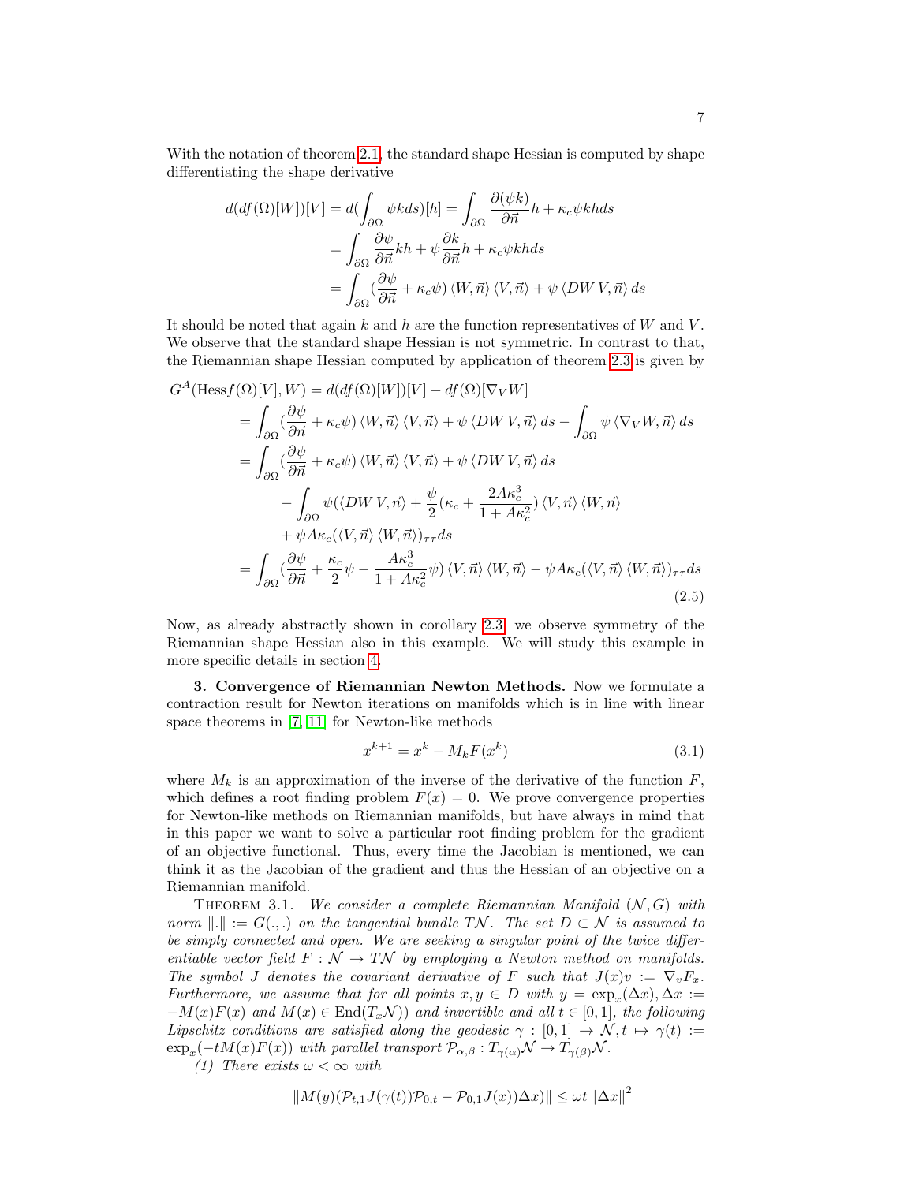With the notation of theorem 2.1, the standard shape Hessian is computed by shape differentiating the shape derivative

$$
\begin{aligned}
d(df(\Omega)[W])[V] &= d(\int_{\partial\Omega} \psi k ds)[h] = \int_{\partial\Omega} \frac{\partial(\psi k)}{\partial \vec{n}} h + \kappa_c \psi k h ds \\
&= \int_{\partial\Omega} \frac{\partial \psi}{\partial \vec{n}} k h + \psi \frac{\partial k}{\partial \vec{n}} h + \kappa_c \psi k h ds \\
&= \int_{\partial\Omega} (\frac{\partial \psi}{\partial \vec{n}} + \kappa_c \psi) \langle W, \vec{n} \rangle \langle V, \vec{n} \rangle + \psi \langle DW\, V, \vec{n} \rangle ds
\end{aligned}
$$

It should be noted that again $k$ and $h$ are the function representatives of $W$ and $V$. We observe that the standard shape Hessian is not symmetric. In contrast to that, the Riemannian shape Hessian computed by application of theorem 2.3 is given by

$$
\begin{aligned}
G^A(\text{Hess} f(\Omega)[V], W) &= d(df(\Omega)[W])[V] - df(\Omega)[\nabla_V W] \\
&= \int_{\partial\Omega} (\frac{\partial \psi}{\partial \vec{n}} + \kappa_c \psi) \langle W, \vec{n} \rangle \langle V, \vec{n} \rangle + \psi \langle DW\, V, \vec{n} \rangle ds - \int_{\partial\Omega} \psi \langle \nabla_V W, \vec{n} \rangle ds \\
&= \int_{\partial\Omega} (\frac{\partial \psi}{\partial \vec{n}} + \kappa_c \psi) \langle W, \vec{n} \rangle \langle V, \vec{n} \rangle + \psi \langle DW\, V, \vec{n} \rangle ds \\
&\quad - \int_{\partial\Omega} \psi (\langle DW\, V, \vec{n} \rangle + \frac{\psi}{2} (\kappa_c + \frac{2A\kappa_c^3}{1 + A\kappa_c^2}) \langle V, \vec{n} \rangle \langle W, \vec{n} \rangle \\
&\quad + \psi A \kappa_c (\langle V, \vec{n} \rangle \langle W, \vec{n} \rangle)_{\tau\tau} ds \\
&= \int_{\partial\Omega} (\frac{\partial \psi}{\partial \vec{n}} + \frac{\kappa_c}{2} \psi - \frac{A\kappa_c^3}{1 + A\kappa_c^2} \psi) \langle V, \vec{n} \rangle \langle W, \vec{n} \rangle - \psi A \kappa_c (\langle V, \vec{n} \rangle \langle W, \vec{n} \rangle)_{\tau\tau} ds
\end{aligned}
\tag{2.5}
$$

Now, as already abstractly shown in corollary 2.3, we observe symmetry of the Riemannian shape Hessian also in this example. We will study this example in more specific details in section 4.

## 3. Convergence of Riemannian Newton Methods.

Now we formulate a contraction result for Newton iterations on manifolds which is in line with linear space theorems in [7, 11] for Newton-like methods

$$
x^{k+1} = x^k - M_k F(x^k) \tag{3.1}
$$

where $M_k$ is an approximation of the inverse of the derivative of the function $F$, which defines a root finding problem $F(x) = 0$. We prove convergence properties for Newton-like methods on Riemannian manifolds, but have always in mind that in this paper we want to solve a particular root finding problem for the gradient of an objective functional. Thus, every time the Jacobian is mentioned, we can think it as the Jacobian of the gradient and thus the Hessian of an objective on a Riemannian manifold.

Theorem 3.1. *We consider a complete Riemannian Manifold $(\mathcal{N}, G)$ with norm $\|.\| := G(.,.)$ on the tangential bundle $T\mathcal{N}$. The set $D \subset \mathcal{N}$ is assumed to be simply connected and open. We are seeking a singular point of the twice differentiable vector field $F : \mathcal{N} \to T\mathcal{N}$ by employing a Newton method on manifolds. The symbol $J$ denotes the covariant derivative of $F$ such that $J(x)v := \nabla_v F_x$. Furthermore, we assume that for all points $x, y \in D$ with $y = \exp_x(\Delta x), \Delta x := -M(x)F(x)$ and $M(x) \in \text{End}(T_x\mathcal{N})$) and invertible and all $t \in [0, 1]$, the following Lipschitz conditions are satisfied along the geodesic $\gamma : [0, 1] \to \mathcal{N}, t \mapsto \gamma(t) := \exp_x(-tM(x)F(x))$ with parallel transport $\mathcal{P}_{\alpha,\beta} : T_{\gamma(\alpha)}\mathcal{N} \to T_{\gamma(\beta)}\mathcal{N}$.*

*(1) There exists $\omega < \infty$ with*

$$
\|M(y)(\mathcal{P}_{t,1} J(\gamma(t)) \mathcal{P}_{0,t} - \mathcal{P}_{0,1} J(x)) \Delta x)\| \leq \omega t \|\Delta x\|^2
$$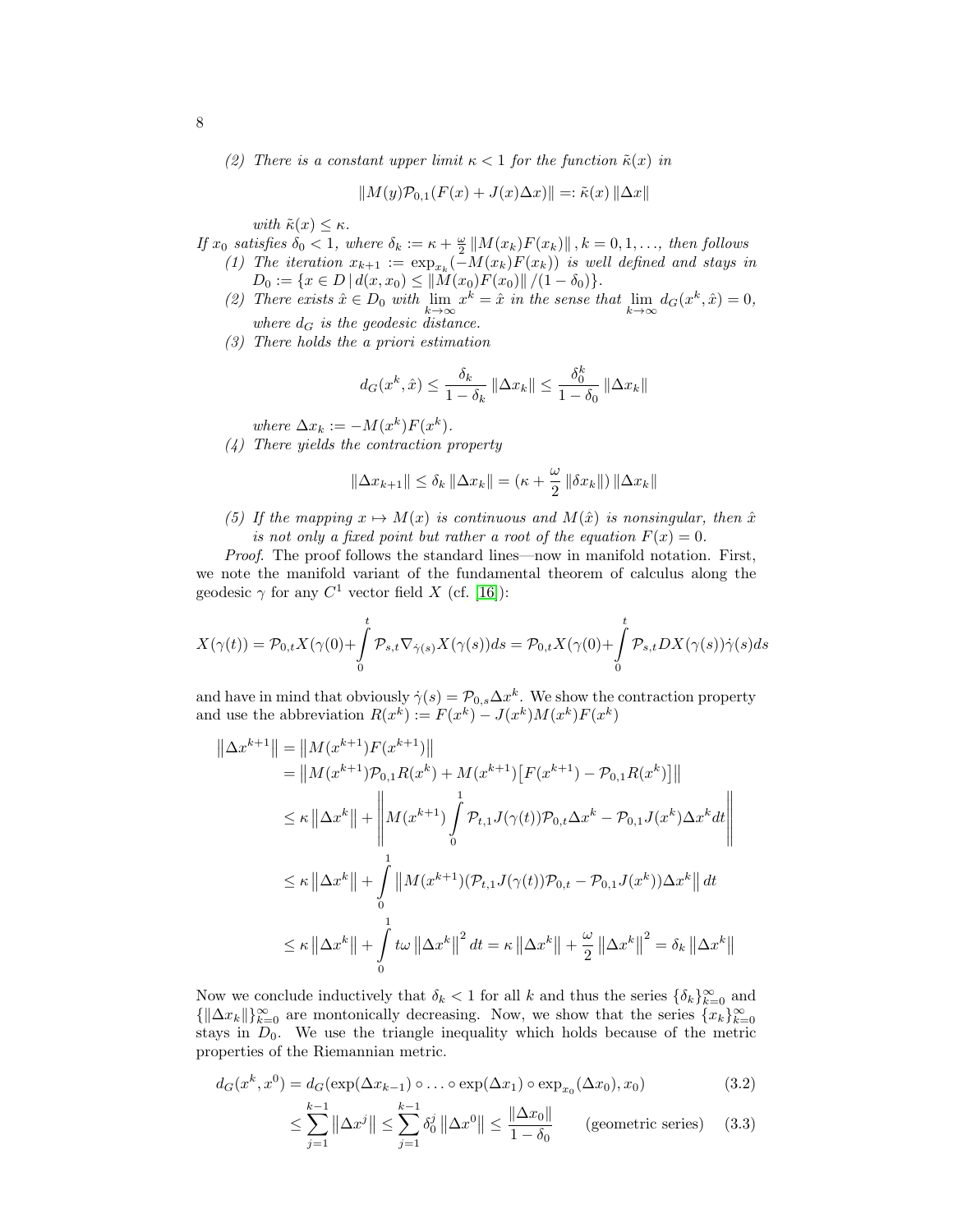*(2) There is a constant upper limit $\kappa < 1$ for the function $\tilde{\kappa}(x)$ in*

$$\|M(y)\mathcal{P}_{0,1}(F(x) + J(x)\Delta x)\| =: \tilde{\kappa}(x)\|\Delta x\|$$

*with $\tilde{\kappa}(x) \leq \kappa$.*

*If $x_0$ satisfies $\delta_0 < 1$, where $\delta_k := \kappa + \frac{\omega}{2}\|M(x_k)F(x_k)\|, k = 0, 1, \ldots,$ then follows*

*(1) The iteration $x_{k+1} := \exp_{x_k}(-M(x_k)F(x_k))$ is well defined and stays in $D_0 := \{x \in D \,|\, d(x, x_0) \leq \|M(x_0)F(x_0)\|/(1 - \delta_0)\}$.*

*(2) There exists $\hat{x} \in D_0$ with $\lim_{k\to\infty} x^k = \hat{x}$ in the sense that $\lim_{k\to\infty} d_G(x^k, \hat{x}) = 0$, where $d_G$ is the geodesic distance.*

*(3) There holds the a priori estimation*

$$d_G(x^k, \hat{x}) \leq \frac{\delta_k}{1 - \delta_k}\|\Delta x_k\| \leq \frac{\delta_0^k}{1 - \delta_0}\|\Delta x_k\|$$

*where $\Delta x_k := -M(x^k)F(x^k)$.*

*(4) There yields the contraction property*

$$\|\Delta x_{k+1}\| \leq \delta_k\|\Delta x_k\| = (\kappa + \frac{\omega}{2}\|\delta x_k\|)\|\Delta x_k\|$$

*(5) If the mapping $x \mapsto M(x)$ is continuous and $M(\hat{x})$ is nonsingular, then $\hat{x}$ is not only a fixed point but rather a root of the equation $F(x) = 0$.*

*Proof.* The proof follows the standard lines—now in manifold notation. First, we note the manifold variant of the fundamental theorem of calculus along the geodesic $\gamma$ for any $C^1$ vector field $X$ (cf. [16]):

$$X(\gamma(t)) = \mathcal{P}_{0,t}X(\gamma(0) + \int_0^t \mathcal{P}_{s,t}\nabla_{\dot{\gamma}(s)}X(\gamma(s))ds = \mathcal{P}_{0,t}X(\gamma(0) + \int_0^t \mathcal{P}_{s,t}DX(\gamma(s))\dot{\gamma}(s)ds$$

and have in mind that obviously $\dot{\gamma}(s) = \mathcal{P}_{0,s}\Delta x^k$. We show the contraction property and use the abbreviation $R(x^k) := F(x^k) - J(x^k)M(x^k)F(x^k)$

$$\begin{aligned}
\|\Delta x^{k+1}\| &= \|M(x^{k+1})F(x^{k+1})\| \\
&= \|M(x^{k+1})\mathcal{P}_{0,1}R(x^k) + M(x^{k+1})\big[F(x^{k+1}) - \mathcal{P}_{0,1}R(x^k)\big]\| \\
&\leq \kappa\|\Delta x^k\| + \left\| M(x^{k+1})\int_0^1 \mathcal{P}_{t,1}J(\gamma(t))\mathcal{P}_{0,t}\Delta x^k - \mathcal{P}_{0,1}J(x^k)\Delta x^k dt \right\| \\
&\leq \kappa\|\Delta x^k\| + \int_0^1 \|M(x^{k+1})(\mathcal{P}_{t,1}J(\gamma(t))\mathcal{P}_{0,t} - \mathcal{P}_{0,1}J(x^k))\Delta x^k\| dt \\
&\leq \kappa\|\Delta x^k\| + \int_0^1 t\omega\|\Delta x^k\|^2 dt = \kappa\|\Delta x^k\| + \frac{\omega}{2}\|\Delta x^k\|^2 = \delta_k\|\Delta x^k\|
\end{aligned}$$

Now we conclude inductively that $\delta_k < 1$ for all $k$ and thus the series $\{\delta_k\}_{k=0}^\infty$ and $\{\|\Delta x_k\|\}_{k=0}^\infty$ are montonically decreasing. Now, we show that the series $\{x_k\}_{k=0}^\infty$ stays in $D_0$. We use the triangle inequality which holds because of the metric properties of the Riemannian metric.

$$d_G(x^k, x^0) = d_G(\exp(\Delta x_{k-1}) \circ \ldots \circ \exp(\Delta x_1) \circ \exp_{x_0}(\Delta x_0), x_0) \tag{3.2}$$

$$\leq \sum_{j=1}^{k-1}\|\Delta x^j\| \leq \sum_{j=1}^{k-1}\delta_0^j\|\Delta x^0\| \leq \frac{\|\Delta x_0\|}{1 - \delta_0} \qquad \text{(geometric series)} \tag{3.3}$$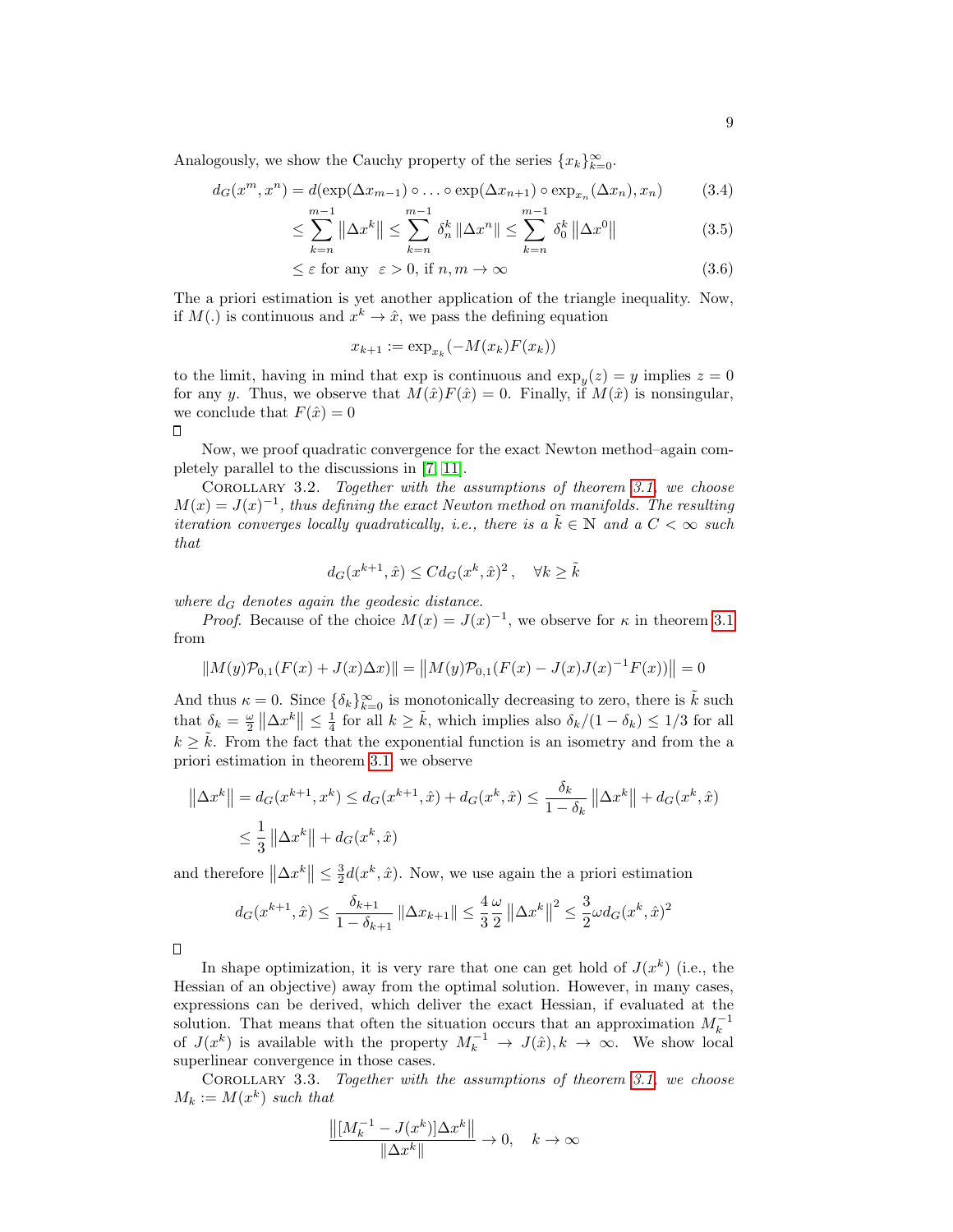Analogously, we show the Cauchy property of the series $\{x_k\}_{k=0}^{\infty}$.

$$
\begin{aligned}
d_G(x^m, x^n) &= d(\exp(\Delta x_{m-1}) \circ \ldots \circ \exp(\Delta x_{n+1}) \circ \exp_{x_n}(\Delta x_n), x_n) && (3.4)\\
&\leq \sum_{k=n}^{m-1} \left\|\Delta x^k\right\| \leq \sum_{k=n}^{m-1} \delta_n^k \left\|\Delta x^n\right\| \leq \sum_{k=n}^{m-1} \delta_0^k \left\|\Delta x^0\right\| && (3.5)\\
&\leq \varepsilon \text{ for any } \varepsilon > 0, \text{ if } n, m \to \infty && (3.6)
\end{aligned}
$$

The a priori estimation is yet another application of the triangle inequality. Now, if $M(.)$ is continuous and $x^k \to \hat{x}$, we pass the defining equation

$$x_{k+1} := \exp_{x_k}(-M(x_k)F(x_k))$$

to the limit, having in mind that exp is continuous and $\exp_y(z) = y$ implies $z = 0$ for any $y$. Thus, we observe that $M(\hat{x})F(\hat{x}) = 0$. Finally, if $M(\hat{x})$ is nonsingular, we conclude that $F(\hat{x}) = 0$

□

Now, we proof quadratic convergence for the exact Newton method–again completely parallel to the discussions in [7, 11].

Corollary 3.2. *Together with the assumptions of theorem 3.1, we choose $M(x) = J(x)^{-1}$, thus defining the exact Newton method on manifolds. The resulting iteration converges locally quadratically, i.e., there is a $\tilde{k} \in \mathbb{N}$ and a $C < \infty$ such that*

$$d_G(x^{k+1}, \hat{x}) \leq C d_G(x^k, \hat{x})^2 , \quad \forall k \geq \tilde{k}$$

*where $d_G$ denotes again the geodesic distance.*

*Proof.* Because of the choice $M(x) = J(x)^{-1}$, we observe for $\kappa$ in theorem 3.1 from

$$\|M(y)\mathcal{P}_{0,1}(F(x) + J(x)\Delta x)\| = \left\|M(y)\mathcal{P}_{0,1}(F(x) - J(x)J(x)^{-1}F(x))\right\| = 0$$

And thus $\kappa = 0$. Since $\{\delta_k\}_{k=0}^{\infty}$ is monotonically decreasing to zero, there is $\tilde{k}$ such that $\delta_k = \frac{\omega}{2}\left\|\Delta x^k\right\| \leq \frac{1}{4}$ for all $k \geq \tilde{k}$, which implies also $\delta_k/(1-\delta_k) \leq 1/3$ for all $k \geq \tilde{k}$. From the fact that the exponential function is an isometry and from the a priori estimation in theorem 3.1, we observe

$$
\begin{aligned}
\left\|\Delta x^k\right\| &= d_G(x^{k+1}, x^k) \leq d_G(x^{k+1}, \hat{x}) + d_G(x^k, \hat{x}) \leq \frac{\delta_k}{1-\delta_k}\left\|\Delta x^k\right\| + d_G(x^k, \hat{x})\\
&\leq \frac{1}{3}\left\|\Delta x^k\right\| + d_G(x^k, \hat{x})
\end{aligned}
$$

and therefore $\left\|\Delta x^k\right\| \leq \frac{3}{2}d(x^k, \hat{x})$. Now, we use again the a priori estimation

$$d_G(x^{k+1}, \hat{x}) \leq \frac{\delta_{k+1}}{1-\delta_{k+1}}\left\|\Delta x_{k+1}\right\| \leq \frac{4}{3}\frac{\omega}{2}\left\|\Delta x^k\right\|^2 \leq \frac{3}{2}\omega d_G(x^k, \hat{x})^2$$

□

In shape optimization, it is very rare that one can get hold of $J(x^k)$ (i.e., the Hessian of an objective) away from the optimal solution. However, in many cases, expressions can be derived, which deliver the exact Hessian, if evaluated at the solution. That means that often the situation occurs that an approximation $M_k^{-1}$ of $J(x^k)$ is available with the property $M_k^{-1} \to J(\hat{x}), k \to \infty$. We show local superlinear convergence in those cases.

Corollary 3.3. *Together with the assumptions of theorem 3.1, we choose $M_k := M(x^k)$ such that*

$$\frac{\left\|[M_k^{-1} - J(x^k)]\Delta x^k\right\|}{\left\|\Delta x^k\right\|} \to 0, \quad k \to \infty$$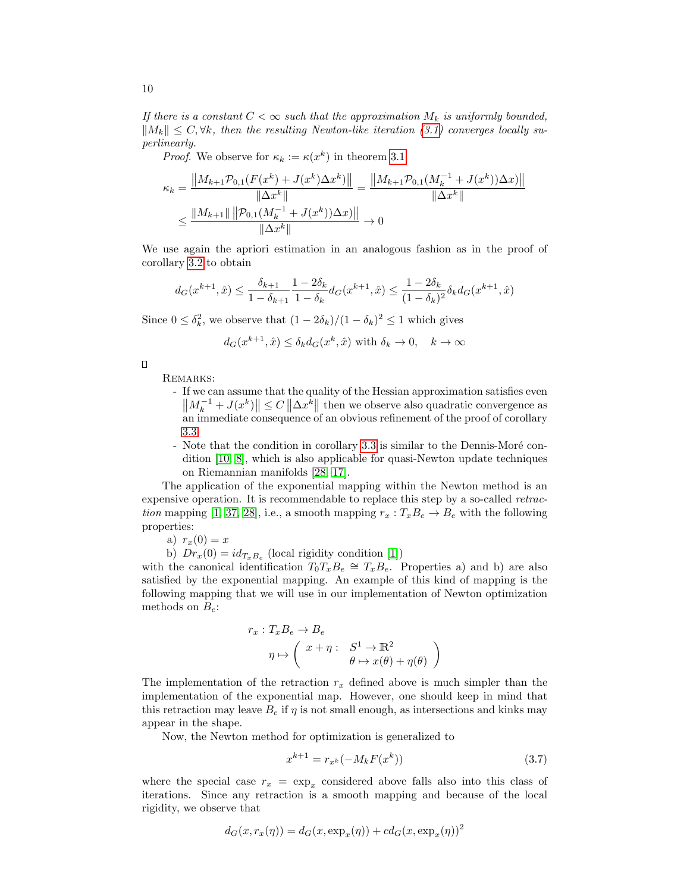*If there is a constant $C < \infty$ such that the approximation $M_k$ is uniformly bounded, $\|M_k\| \leq C, \forall k$, then the resulting Newton-like iteration (3.1) converges locally superlinearly.*

*Proof.* We observe for $\kappa_k := \kappa(x^k)$ in theorem 3.1

$$\kappa_k = \frac{\left\|M_{k+1}\mathcal{P}_{0,1}(F(x^k) + J(x^k)\Delta x^k)\right\|}{\|\Delta x^k\|} = \frac{\left\|M_{k+1}\mathcal{P}_{0,1}(M_k^{-1} + J(x^k))\Delta x)\right\|}{\|\Delta x^k\|}$$

$$\leq \frac{\|M_{k+1}\| \left\|\mathcal{P}_{0,1}(M_k^{-1} + J(x^k))\Delta x)\right\|}{\|\Delta x^k\|} \to 0$$

We use again the apriori estimation in an analogous fashion as in the proof of corollary 3.2 to obtain

$$d_G(x^{k+1}, \hat{x}) \leq \frac{\delta_{k+1}}{1-\delta_{k+1}} \frac{1-2\delta_k}{1-\delta_k} d_G(x^{k+1}, \hat{x}) \leq \frac{1-2\delta_k}{(1-\delta_k)^2}\delta_k d_G(x^{k+1}, \hat{x})$$

Since $0 \leq \delta_k^2$, we observe that $(1-2\delta_k)/(1-\delta_k)^2 \leq 1$ which gives

$$d_G(x^{k+1}, \hat{x}) \leq \delta_k d_G(x^k, \hat{x}) \text{ with } \delta_k \to 0, \quad k \to \infty$$

□

REMARKS:

- If we can assume that the quality of the Hessian approximation satisfies even $\left\|M_k^{-1} + J(x^k)\right\| \leq C \left\|\Delta x^k\right\|$ then we observe also quadratic convergence as an immediate consequence of an obvious refinement of the proof of corollary 3.3.
- Note that the condition in corollary 3.3 is similar to the Dennis-Moré condition [10, 8], which is also applicable for quasi-Newton update techniques on Riemannian manifolds [28, 17].

The application of the exponential mapping within the Newton method is an expensive operation. It is recommendable to replace this step by a so-called *retraction* mapping [1, 37, 28], i.e., a smooth mapping $r_x : T_xB_e \to B_e$ with the following properties:

a) $r_x(0) = x$

b) $Dr_x(0) = id_{T_xB_e}$ (local rigidity condition [1])

with the canonical identification $T_0T_xB_e \cong T_xB_e$. Properties a) and b) are also satisfied by the exponential mapping. An example of this kind of mapping is the following mapping that we will use in our implementation of Newton optimization methods on $B_e$:

$$r_x : T_xB_e \to B_e$$
$$\eta \mapsto \left( \begin{array}{ll} x + \eta : & S^1 \to \mathbb{R}^2 \\ & \theta \mapsto x(\theta) + \eta(\theta) \end{array} \right)$$

The implementation of the retraction $r_x$ defined above is much simpler than the implementation of the exponential map. However, one should keep in mind that this retraction may leave $B_e$ if $\eta$ is not small enough, as intersections and kinks may appear in the shape.

Now, the Newton method for optimization is generalized to

$$x^{k+1} = r_{x^k}(-M_kF(x^k)) \tag{3.7}$$

where the special case $r_x = \exp_x$ considered above falls also into this class of iterations. Since any retraction is a smooth mapping and because of the local rigidity, we observe that

$$d_G(x, r_x(\eta)) = d_G(x, \exp_x(\eta)) + c d_G(x, \exp_x(\eta))^2$$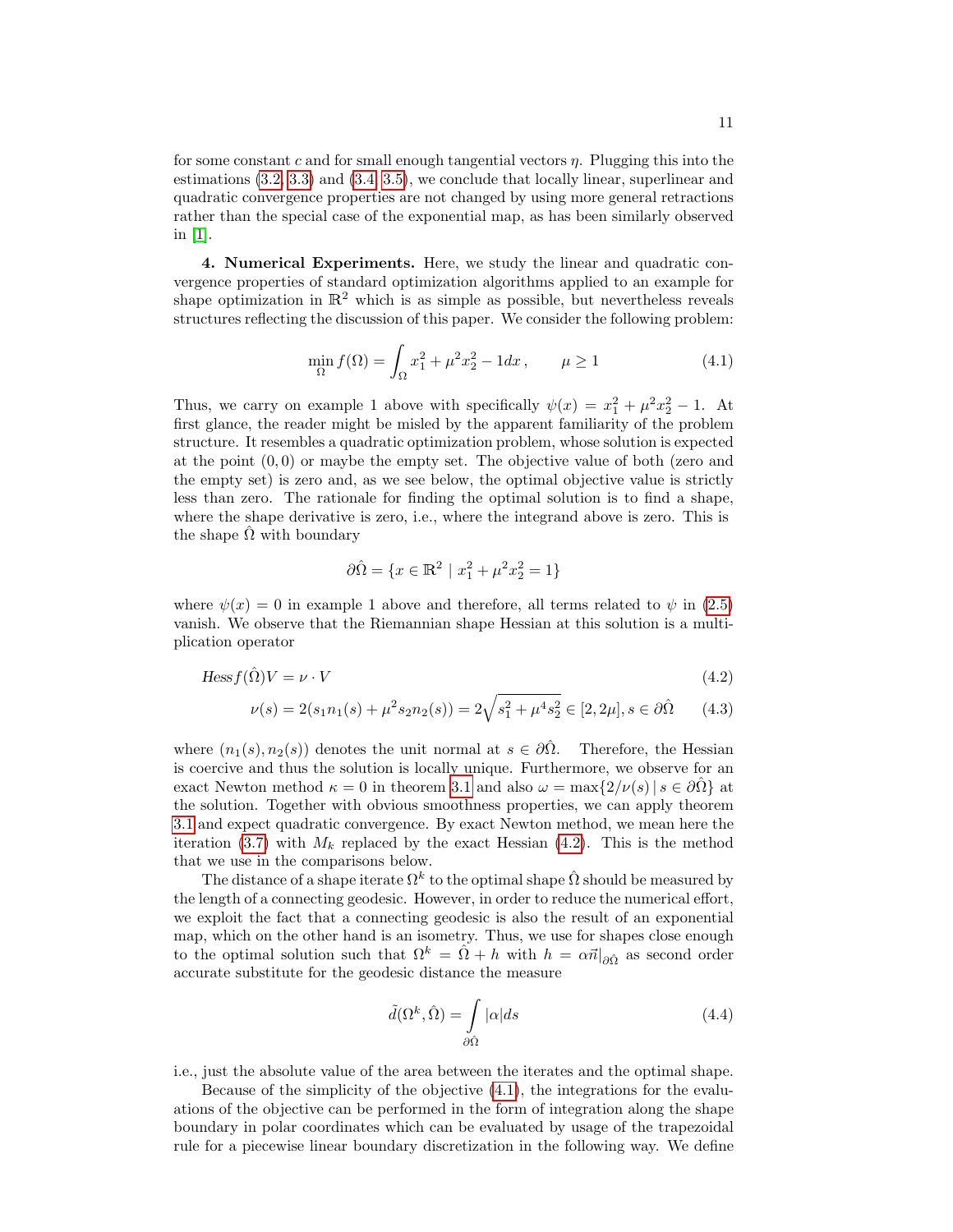for some constant $c$ and for small enough tangential vectors $\eta$. Plugging this into the estimations (3.2, 3.3) and (3.4, 3.5), we conclude that locally linear, superlinear and quadratic convergence properties are not changed by using more general retractions rather than the special case of the exponential map, as has been similarly observed in [1].

**4. Numerical Experiments.** Here, we study the linear and quadratic convergence properties of standard optimization algorithms applied to an example for shape optimization in $\mathbb{R}^2$ which is as simple as possible, but nevertheless reveals structures reflecting the discussion of this paper. We consider the following problem:

$$\min_{\Omega} f(\Omega) = \int_{\Omega} x_1^2 + \mu^2 x_2^2 - 1 dx\,, \qquad \mu \geq 1 \tag{4.1}$$

Thus, we carry on example 1 above with specifically $\psi(x) = x_1^2 + \mu^2 x_2^2 - 1$. At first glance, the reader might be misled by the apparent familiarity of the problem structure. It resembles a quadratic optimization problem, whose solution is expected at the point $(0,0)$ or maybe the empty set. The objective value of both (zero and the empty set) is zero and, as we see below, the optimal objective value is strictly less than zero. The rationale for finding the optimal solution is to find a shape, where the shape derivative is zero, i.e., where the integrand above is zero. This is the shape $\hat{\Omega}$ with boundary

$$\partial\hat{\Omega} = \{x \in \mathbb{R}^2 \mid x_1^2 + \mu^2 x_2^2 = 1\}$$

where $\psi(x) = 0$ in example 1 above and therefore, all terms related to $\psi$ in (2.5) vanish. We observe that the Riemannian shape Hessian at this solution is a multiplication operator

$$\mathit{Hess} f(\hat{\Omega})V = \nu \cdot V \tag{4.2}$$

$$\nu(s) = 2(s_1 n_1(s) + \mu^2 s_2 n_2(s)) = 2\sqrt{s_1^2 + \mu^4 s_2^2} \in [2, 2\mu], s \in \partial\hat{\Omega} \tag{4.3}$$

where $(n_1(s), n_2(s))$ denotes the unit normal at $s \in \partial\hat{\Omega}$. Therefore, the Hessian is coercive and thus the solution is locally unique. Furthermore, we observe for an exact Newton method $\kappa = 0$ in theorem 3.1 and also $\omega = \max\{2/\nu(s) \mid s \in \partial\hat{\Omega}\}$ at the solution. Together with obvious smoothness properties, we can apply theorem 3.1 and expect quadratic convergence. By exact Newton method, we mean here the iteration (3.7) with $M_k$ replaced by the exact Hessian (4.2). This is the method that we use in the comparisons below.

The distance of a shape iterate $\Omega^k$ to the optimal shape $\hat{\Omega}$ should be measured by the length of a connecting geodesic. However, in order to reduce the numerical effort, we exploit the fact that a connecting geodesic is also the result of an exponential map, which on the other hand is an isometry. Thus, we use for shapes close enough to the optimal solution such that $\Omega^k = \hat{\Omega} + h$ with $h = \alpha\vec{n}|_{\partial\hat{\Omega}}$ as second order accurate substitute for the geodesic distance the measure

$$\tilde{d}(\Omega^k, \hat{\Omega}) = \int_{\partial\hat{\Omega}} |\alpha| ds \tag{4.4}$$

i.e., just the absolute value of the area between the iterates and the optimal shape.

Because of the simplicity of the objective (4.1), the integrations for the evaluations of the objective can be performed in the form of integration along the shape boundary in polar coordinates which can be evaluated by usage of the trapezoidal rule for a piecewise linear boundary discretization in the following way. We define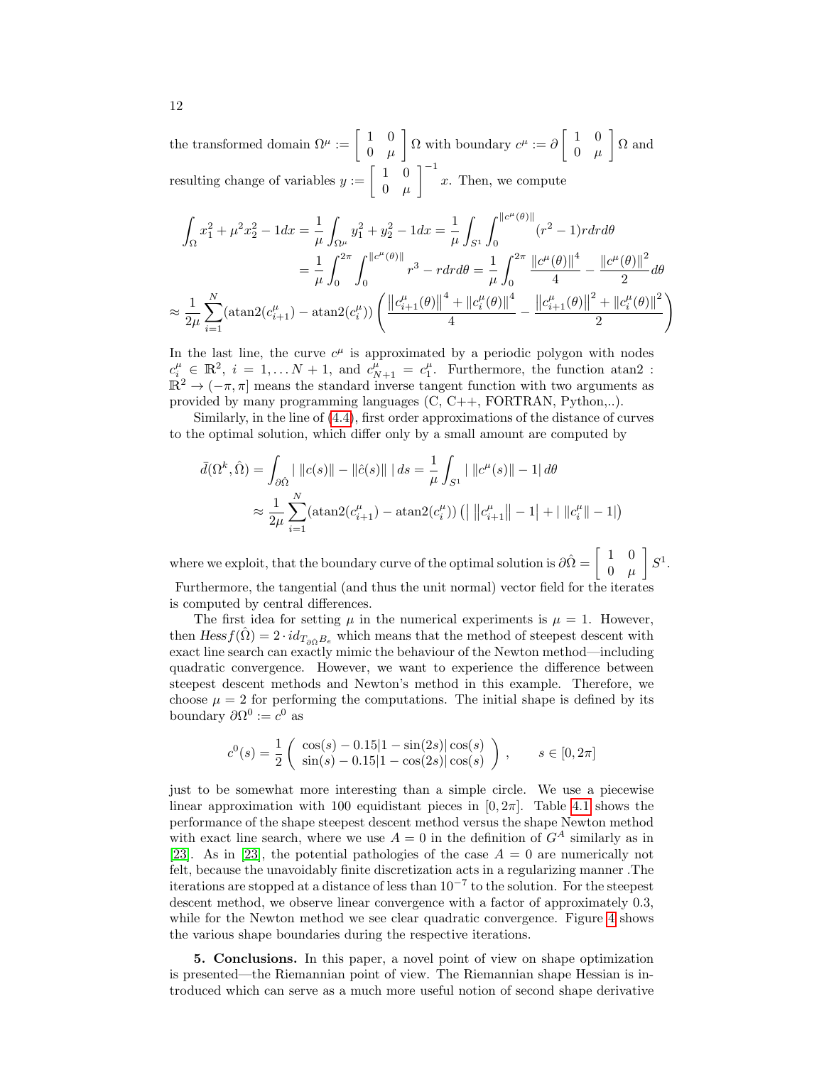the transformed domain $\Omega^\mu := \begin{bmatrix} 1 & 0 \\ 0 & \mu \end{bmatrix} \Omega$ with boundary $c^\mu := \partial \begin{bmatrix} 1 & 0 \\ 0 & \mu \end{bmatrix} \Omega$ and resulting change of variables $y := \begin{bmatrix} 1 & 0 \\ 0 & \mu \end{bmatrix}^{-1} x$. Then, we compute

$$
\begin{aligned}
\int_\Omega x_1^2 + \mu^2 x_2^2 - 1 dx &= \frac{1}{\mu}\int_{\Omega^\mu} y_1^2 + y_2^2 - 1 dx = \frac{1}{\mu}\int_{S^1}\int_0^{\|c^\mu(\theta)\|}(r^2-1) r dr d\theta \\
&= \frac{1}{\mu}\int_0^{2\pi}\int_0^{\|c^\mu(\theta)\|} r^3 - r dr d\theta = \frac{1}{\mu}\int_0^{2\pi} \frac{\|c^\mu(\theta)\|^4}{4} - \frac{\|c^\mu(\theta)\|^2}{2} d\theta \\
\approx \frac{1}{2\mu}\sum_{i=1}^N (\operatorname{atan2}(c^\mu_{i+1}) - \operatorname{atan2}(c^\mu_i)) &\left( \frac{\|c^\mu_{i+1}(\theta)\|^4 + \|c^\mu_i(\theta)\|^4}{4} - \frac{\|c^\mu_{i+1}(\theta)\|^2 + \|c^\mu_i(\theta)\|^2}{2} \right)
\end{aligned}
$$

In the last line, the curve $c^\mu$ is approximated by a periodic polygon with nodes $c_i^\mu \in \mathbb{R}^2$, $i = 1, \dots N+1$, and $c^\mu_{N+1} = c^\mu_1$. Furthermore, the function atan2 : $\mathbb{R}^2 \to (-\pi, \pi]$ means the standard inverse tangent function with two arguments as provided by many programming languages (C, C++, FORTRAN, Python,..).

Similarly, in the line of (4.4), first order approximations of the distance of curves to the optimal solution, which differ only by a small amount are computed by

$$
\begin{aligned}
\bar{d}(\Omega^k, \hat{\Omega}) &= \int_{\partial\hat{\Omega}} | \, \|c(s)\| - \|\hat{c}(s)\| \, | \, ds = \frac{1}{\mu}\int_{S^1} | \, \|c^\mu(s)\| - 1 | \, d\theta \\
&\approx \frac{1}{2\mu}\sum_{i=1}^N (\operatorname{atan2}(c^\mu_{i+1}) - \operatorname{atan2}(c^\mu_i)) \left( \left| \, \|c^\mu_{i+1}\| - 1 \right| + | \, \|c^\mu_i\| - 1| \right)
\end{aligned}
$$

where we exploit, that the boundary curve of the optimal solution is $\partial\hat{\Omega} = \begin{bmatrix} 1 & 0 \\ 0 & \mu \end{bmatrix} S^1$. Furthermore, the tangential (and thus the unit normal) vector field for the iterates is computed by central differences.

The first idea for setting $\mu$ in the numerical experiments is $\mu = 1$. However, then $\mathit{Hess} f(\hat{\Omega}) = 2 \cdot id_{T_{\partial\hat{\Omega}} B_e}$ which means that the method of steepest descent with exact line search can exactly mimic the behaviour of the Newton method—including quadratic convergence. However, we want to experience the difference between steepest descent methods and Newton's method in this example. Therefore, we choose $\mu = 2$ for performing the computations. The initial shape is defined by its boundary $\partial\Omega^0 := c^0$ as

$$
c^0(s) = \frac{1}{2}\begin{pmatrix} \cos(s) - 0.15|1 - \sin(2s)|\cos(s) \\ \sin(s) - 0.15|1 - \cos(2s)|\cos(s) \end{pmatrix}, \qquad s \in [0, 2\pi]
$$

just to be somewhat more interesting than a simple circle. We use a piecewise linear approximation with 100 equidistant pieces in $[0, 2\pi]$. Table 4.1 shows the performance of the shape steepest descent method versus the shape Newton method with exact line search, where we use $A = 0$ in the definition of $G^A$ similarly as in [23]. As in [23], the potential pathologies of the case $A = 0$ are numerically not felt, because the unavoidably finite discretization acts in a regularizing manner .The iterations are stopped at a distance of less than $10^{-7}$ to the solution. For the steepest descent method, we observe linear convergence with a factor of approximately 0.3, while for the Newton method we see clear quadratic convergence. Figure 4 shows the various shape boundaries during the respective iterations.

**5. Conclusions.** In this paper, a novel point of view on shape optimization is presented—the Riemannian point of view. The Riemannian shape Hessian is introduced which can serve as a much more useful notion of second shape derivative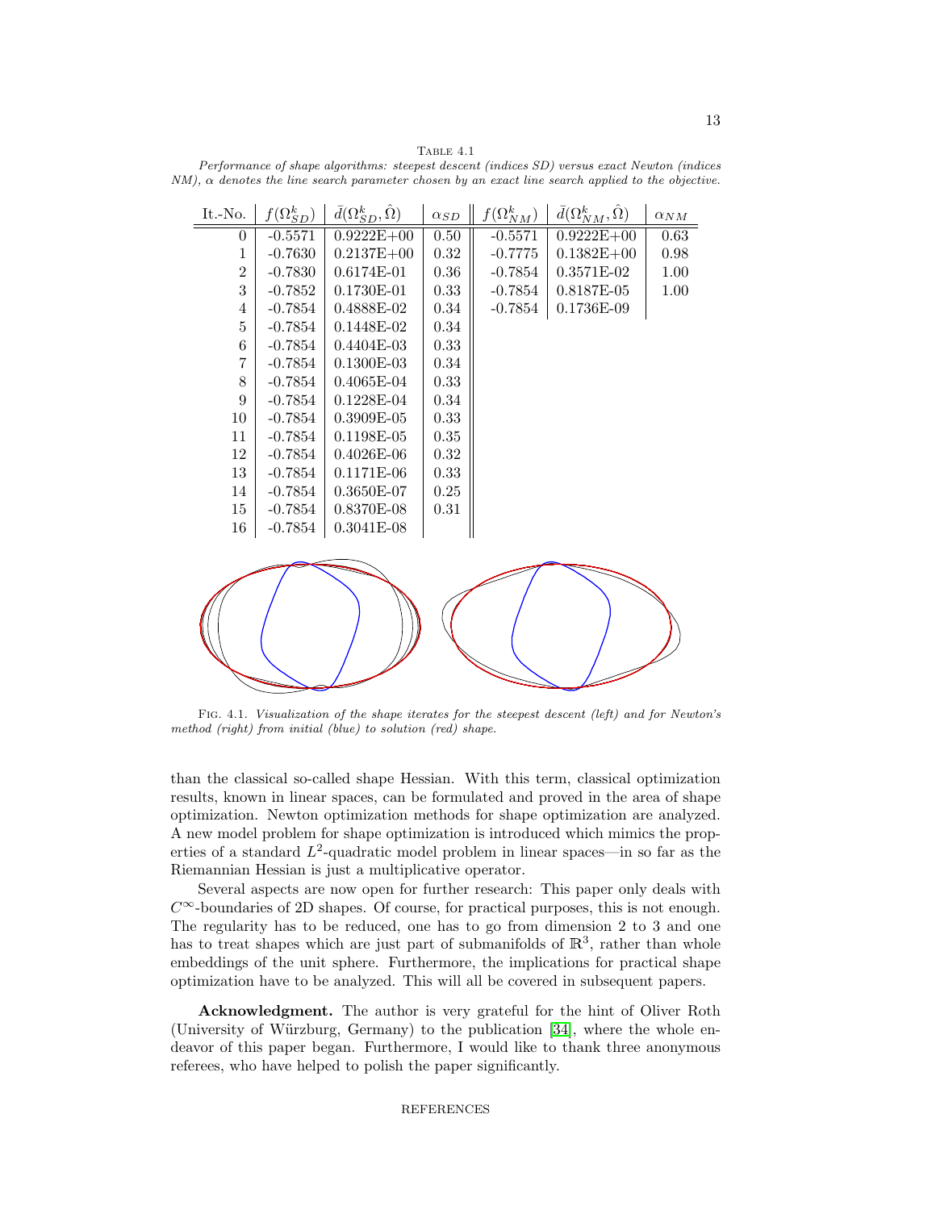TABLE 4.1

*Performance of shape algorithms: steepest descent (indices SD) versus exact Newton (indices NM), $\alpha$ denotes the line search parameter chosen by an exact line search applied to the objective.*

| It.-No. | $f(\Omega_{SD}^k)$ | $\bar{d}(\Omega_{SD}^k, \hat{\Omega})$ | $\alpha_{SD}$ | $f(\Omega_{NM}^k)$ | $\bar{d}(\Omega_{NM}^k, \hat{\Omega})$ | $\alpha_{NM}$ |
|---|---|---|---|---|---|---|
| 0 | -0.5571 | 0.9222E+00 | 0.50 | -0.5571 | 0.9222E+00 | 0.63 |
| 1 | -0.7630 | 0.2137E+00 | 0.32 | -0.7775 | 0.1382E+00 | 0.98 |
| 2 | -0.7830 | 0.6174E-01 | 0.36 | -0.7854 | 0.3571E-02 | 1.00 |
| 3 | -0.7852 | 0.1730E-01 | 0.33 | -0.7854 | 0.8187E-05 | 1.00 |
| 4 | -0.7854 | 0.4888E-02 | 0.34 | -0.7854 | 0.1736E-09 | |
| 5 | -0.7854 | 0.1448E-02 | 0.34 | | | |
| 6 | -0.7854 | 0.4404E-03 | 0.33 | | | |
| 7 | -0.7854 | 0.1300E-03 | 0.34 | | | |
| 8 | -0.7854 | 0.4065E-04 | 0.33 | | | |
| 9 | -0.7854 | 0.1228E-04 | 0.34 | | | |
| 10 | -0.7854 | 0.3909E-05 | 0.33 | | | |
| 11 | -0.7854 | 0.1198E-05 | 0.35 | | | |
| 12 | -0.7854 | 0.4026E-06 | 0.32 | | | |
| 13 | -0.7854 | 0.1171E-06 | 0.33 | | | |
| 14 | -0.7854 | 0.3650E-07 | 0.25 | | | |
| 15 | -0.7854 | 0.8370E-08 | 0.31 | | | |
| 16 | -0.7854 | 0.3041E-08 | | | | |

FIG. 4.1. *Visualization of the shape iterates for the steepest descent (left) and for Newton's method (right) from initial (blue) to solution (red) shape.*

than the classical so-called shape Hessian. With this term, classical optimization results, known in linear spaces, can be formulated and proved in the area of shape optimization. Newton optimization methods for shape optimization are analyzed. A new model problem for shape optimization is introduced which mimics the properties of a standard $L^2$-quadratic model problem in linear spaces—in so far as the Riemannian Hessian is just a multiplicative operator.

Several aspects are now open for further research: This paper only deals with $C^\infty$-boundaries of 2D shapes. Of course, for practical purposes, this is not enough. The regularity has to be reduced, one has to go from dimension 2 to 3 and one has to treat shapes which are just part of submanifolds of $\mathbb{R}^3$, rather than whole embeddings of the unit sphere. Furthermore, the implications for practical shape optimization have to be analyzed. This will all be covered in subsequent papers.

**Acknowledgment.** The author is very grateful for the hint of Oliver Roth (University of Würzburg, Germany) to the publication [34], where the whole endeavor of this paper began. Furthermore, I would like to thank three anonymous referees, who have helped to polish the paper significantly.

REFERENCES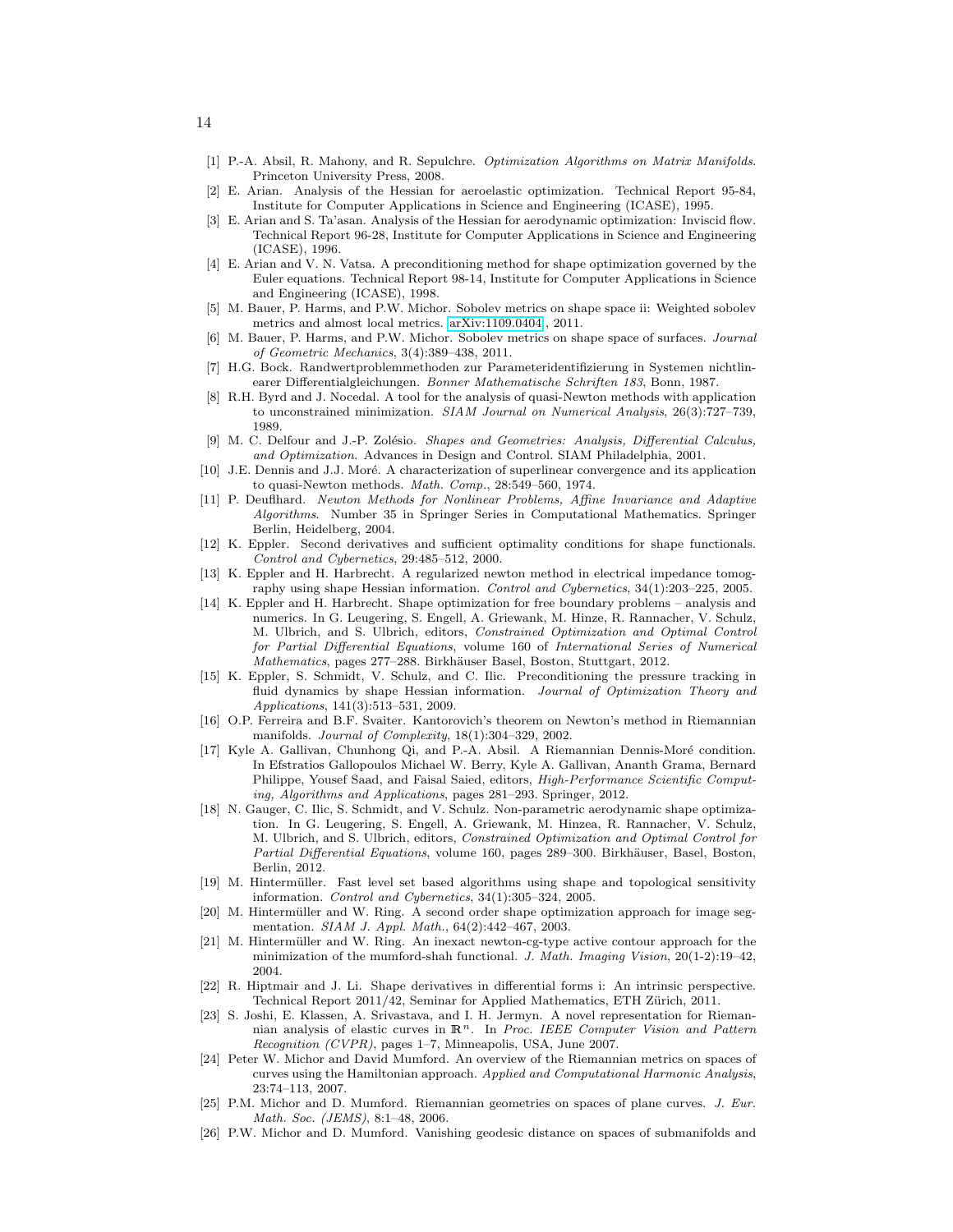[1] P.-A. Absil, R. Mahony, and R. Sepulchre. *Optimization Algorithms on Matrix Manifolds*. Princeton University Press, 2008.

[2] E. Arian. Analysis of the Hessian for aeroelastic optimization. Technical Report 95-84, Institute for Computer Applications in Science and Engineering (ICASE), 1995.

[3] E. Arian and S. Ta'asan. Analysis of the Hessian for aerodynamic optimization: Inviscid flow. Technical Report 96-28, Institute for Computer Applications in Science and Engineering (ICASE), 1996.

[4] E. Arian and V. N. Vatsa. A preconditioning method for shape optimization governed by the Euler equations. Technical Report 98-14, Institute for Computer Applications in Science and Engineering (ICASE), 1998.

[5] M. Bauer, P. Harms, and P.W. Michor. Sobolev metrics on shape space ii: Weighted sobolev metrics and almost local metrics. arXiv:1109.0404, 2011.

[6] M. Bauer, P. Harms, and P.W. Michor. Sobolev metrics on shape space of surfaces. *Journal of Geometric Mechanics*, 3(4):389–438, 2011.

[7] H.G. Bock. Randwertproblemmethoden zur Parameteridentifizierung in Systemen nichtlinearer Differentialgleichungen. *Bonner Mathematische Schriften 183*, Bonn, 1987.

[8] R.H. Byrd and J. Nocedal. A tool for the analysis of quasi-Newton methods with application to unconstrained minimization. *SIAM Journal on Numerical Analysis*, 26(3):727–739, 1989.

[9] M. C. Delfour and J.-P. Zolésio. *Shapes and Geometries: Analysis, Differential Calculus, and Optimization*. Advances in Design and Control. SIAM Philadelphia, 2001.

[10] J.E. Dennis and J.J. Moré. A characterization of superlinear convergence and its application to quasi-Newton methods. *Math. Comp.*, 28:549–560, 1974.

[11] P. Deuflhard. *Newton Methods for Nonlinear Problems, Affine Invariance and Adaptive Algorithms*. Number 35 in Springer Series in Computational Mathematics. Springer Berlin, Heidelberg, 2004.

[12] K. Eppler. Second derivatives and sufficient optimality conditions for shape functionals. *Control and Cybernetics*, 29:485–512, 2000.

[13] K. Eppler and H. Harbrecht. A regularized newton method in electrical impedance tomography using shape Hessian information. *Control and Cybernetics*, 34(1):203–225, 2005.

[14] K. Eppler and H. Harbrecht. Shape optimization for free boundary problems – analysis and numerics. In G. Leugering, S. Engell, A. Griewank, M. Hinze, R. Rannacher, V. Schulz, M. Ulbrich, and S. Ulbrich, editors, *Constrained Optimization and Optimal Control for Partial Differential Equations*, volume 160 of *International Series of Numerical Mathematics*, pages 277–288. Birkhäuser Basel, Boston, Stuttgart, 2012.

[15] K. Eppler, S. Schmidt, V. Schulz, and C. Ilic. Preconditioning the pressure tracking in fluid dynamics by shape Hessian information. *Journal of Optimization Theory and Applications*, 141(3):513–531, 2009.

[16] O.P. Ferreira and B.F. Svaiter. Kantorovich's theorem on Newton's method in Riemannian manifolds. *Journal of Complexity*, 18(1):304–329, 2002.

[17] Kyle A. Gallivan, Chunhong Qi, and P.-A. Absil. A Riemannian Dennis-Moré condition. In Efstratios Gallopoulos Michael W. Berry, Kyle A. Gallivan, Ananth Grama, Bernard Philippe, Yousef Saad, and Faisal Saied, editors, *High-Performance Scientific Computing, Algorithms and Applications*, pages 281–293. Springer, 2012.

[18] N. Gauger, C. Ilic, S. Schmidt, and V. Schulz. Non-parametric aerodynamic shape optimization. In G. Leugering, S. Engell, A. Griewank, M. Hinzea, R. Rannacher, V. Schulz, M. Ulbrich, and S. Ulbrich, editors, *Constrained Optimization and Optimal Control for Partial Differential Equations*, volume 160, pages 289–300. Birkhäuser, Basel, Boston, Berlin, 2012.

[19] M. Hintermüller. Fast level set based algorithms using shape and topological sensitivity information. *Control and Cybernetics*, 34(1):305–324, 2005.

[20] M. Hintermüller and W. Ring. A second order shape optimization approach for image segmentation. *SIAM J. Appl. Math.*, 64(2):442–467, 2003.

[21] M. Hintermüller and W. Ring. An inexact newton-cg-type active contour approach for the minimization of the mumford-shah functional. *J. Math. Imaging Vision*, 20(1-2):19–42, 2004.

[22] R. Hiptmair and J. Li. Shape derivatives in differential forms i: An intrinsic perspective. Technical Report 2011/42, Seminar for Applied Mathematics, ETH Zürich, 2011.

[23] S. Joshi, E. Klassen, A. Srivastava, and I. H. Jermyn. A novel representation for Riemannian analysis of elastic curves in $\mathbb{R}^n$. In *Proc. IEEE Computer Vision and Pattern Recognition (CVPR)*, pages 1–7, Minneapolis, USA, June 2007.

[24] Peter W. Michor and David Mumford. An overview of the Riemannian metrics on spaces of curves using the Hamiltonian approach. *Applied and Computational Harmonic Analysis*, 23:74–113, 2007.

[25] P.M. Michor and D. Mumford. Riemannian geometries on spaces of plane curves. *J. Eur. Math. Soc. (JEMS)*, 8:1–48, 2006.

[26] P.W. Michor and D. Mumford. Vanishing geodesic distance on spaces of submanifolds and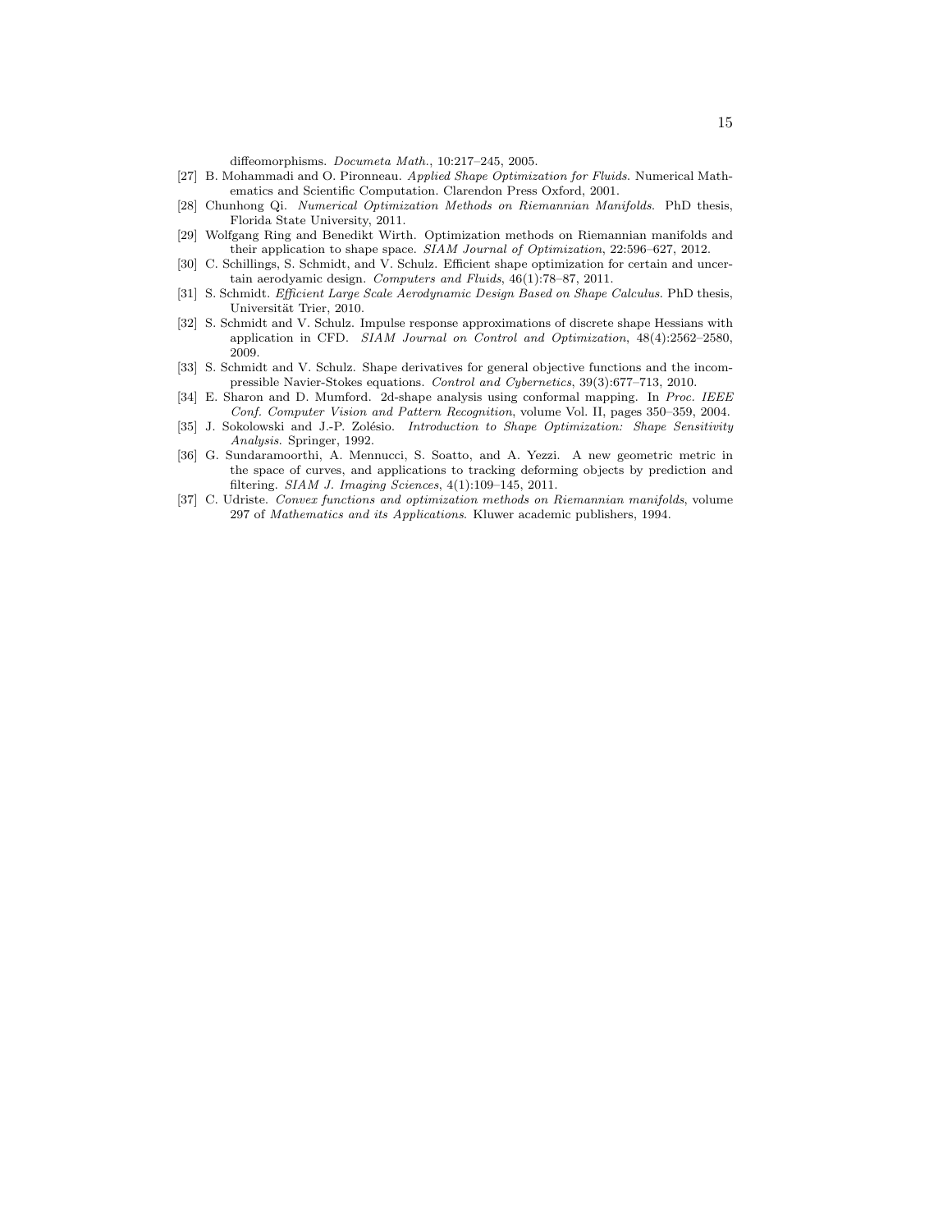diffeomorphisms. *Documeta Math.*, 10:217–245, 2005.

[27] B. Mohammadi and O. Pironneau. *Applied Shape Optimization for Fluids*. Numerical Mathematics and Scientific Computation. Clarendon Press Oxford, 2001.

[28] Chunhong Qi. *Numerical Optimization Methods on Riemannian Manifolds*. PhD thesis, Florida State University, 2011.

[29] Wolfgang Ring and Benedikt Wirth. Optimization methods on Riemannian manifolds and their application to shape space. *SIAM Journal of Optimization*, 22:596–627, 2012.

[30] C. Schillings, S. Schmidt, and V. Schulz. Efficient shape optimization for certain and uncertain aerodyamic design. *Computers and Fluids*, 46(1):78–87, 2011.

[31] S. Schmidt. *Efficient Large Scale Aerodynamic Design Based on Shape Calculus*. PhD thesis, Universität Trier, 2010.

[32] S. Schmidt and V. Schulz. Impulse response approximations of discrete shape Hessians with application in CFD. *SIAM Journal on Control and Optimization*, 48(4):2562–2580, 2009.

[33] S. Schmidt and V. Schulz. Shape derivatives for general objective functions and the incompressible Navier-Stokes equations. *Control and Cybernetics*, 39(3):677–713, 2010.

[34] E. Sharon and D. Mumford. 2d-shape analysis using conformal mapping. In *Proc. IEEE Conf. Computer Vision and Pattern Recognition*, volume Vol. II, pages 350–359, 2004.

[35] J. Sokolowski and J.-P. Zolésio. *Introduction to Shape Optimization: Shape Sensitivity Analysis*. Springer, 1992.

[36] G. Sundaramoorthi, A. Mennucci, S. Soatto, and A. Yezzi. A new geometric metric in the space of curves, and applications to tracking deforming objects by prediction and filtering. *SIAM J. Imaging Sciences*, 4(1):109–145, 2011.

[37] C. Udriste. *Convex functions and optimization methods on Riemannian manifolds*, volume 297 of *Mathematics and its Applications*. Kluwer academic publishers, 1994.